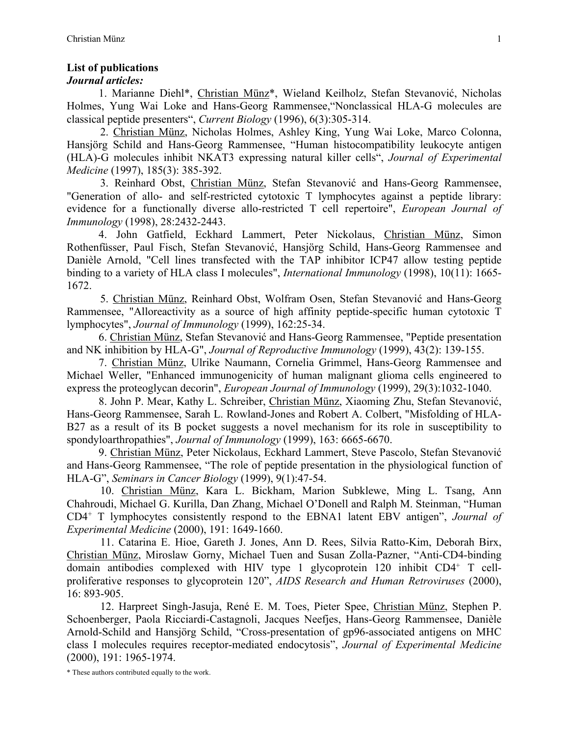**List of publications**

***Journal articles:***

1. Marianne Diehl*, Christian Münz*, Wieland Keilholz, Stefan Stevanović, Nicholas Holmes, Yung Wai Loke and Hans-Georg Rammensee,"Nonclassical HLA-G molecules are classical peptide presenters", *Current Biology* (1996), 6(3):305-314.

2. Christian Münz, Nicholas Holmes, Ashley King, Yung Wai Loke, Marco Colonna, Hansjörg Schild and Hans-Georg Rammensee, "Human histocompatibility leukocyte antigen (HLA)-G molecules inhibit NKAT3 expressing natural killer cells", *Journal of Experimental Medicine* (1997), 185(3): 385-392.

3. Reinhard Obst, Christian Münz, Stefan Stevanović and Hans-Georg Rammensee, "Generation of allo- and self-restricted cytotoxic T lymphocytes against a peptide library: evidence for a functionally diverse allo-restricted T cell repertoire", *European Journal of Immunology* (1998), 28:2432-2443.

4. John Gatfield, Eckhard Lammert, Peter Nickolaus, Christian Münz, Simon Rothenfüsser, Paul Fisch, Stefan Stevanović, Hansjörg Schild, Hans-Georg Rammensee and Danièle Arnold, "Cell lines transfected with the TAP inhibitor ICP47 allow testing peptide binding to a variety of HLA class I molecules", *International Immunology* (1998), 10(11): 1665-1672.

5. Christian Münz, Reinhard Obst, Wolfram Osen, Stefan Stevanović and Hans-Georg Rammensee, "Alloreactivity as a source of high affinity peptide-specific human cytotoxic T lymphocytes", *Journal of Immunology* (1999), 162:25-34.

6. Christian Münz, Stefan Stevanović and Hans-Georg Rammensee, "Peptide presentation and NK inhibition by HLA-G", *Journal of Reproductive Immunology* (1999), 43(2): 139-155.

7. Christian Münz, Ulrike Naumann, Cornelia Grimmel, Hans-Georg Rammensee and Michael Weller, "Enhanced immunogenicity of human malignant glioma cells engineered to express the proteoglycan decorin", *European Journal of Immunology* (1999), 29(3):1032-1040.

8. John P. Mear, Kathy L. Schreiber, Christian Münz, Xiaoming Zhu, Stefan Stevanović, Hans-Georg Rammensee, Sarah L. Rowland-Jones and Robert A. Colbert, "Misfolding of HLA-B27 as a result of its B pocket suggests a novel mechanism for its role in susceptibility to spondyloarthropathies", *Journal of Immunology* (1999), 163: 6665-6670.

9. Christian Münz, Peter Nickolaus, Eckhard Lammert, Steve Pascolo, Stefan Stevanović and Hans-Georg Rammensee, "The role of peptide presentation in the physiological function of HLA-G", *Seminars in Cancer Biology* (1999), 9(1):47-54.

10. Christian Münz, Kara L. Bickham, Marion Subklewe, Ming L. Tsang, Ann Chahroudi, Michael G. Kurilla, Dan Zhang, Michael O'Donell and Ralph M. Steinman, "Human $CD4^+$ T lymphocytes consistently respond to the EBNA1 latent EBV antigen", *Journal of Experimental Medicine* (2000), 191: 1649-1660.

11. Catarina E. Hioe, Gareth J. Jones, Ann D. Rees, Silvia Ratto-Kim, Deborah Birx, Christian Münz, Miroslaw Gorny, Michael Tuen and Susan Zolla-Pazner, "Anti-CD4-binding domain antibodies complexed with HIV type 1 glycoprotein 120 inhibit $CD4^+$ T cell-proliferative responses to glycoprotein 120", *AIDS Research and Human Retroviruses* (2000), 16: 893-905.

12. Harpreet Singh-Jasuja, René E. M. Toes, Pieter Spee, Christian Münz, Stephen P. Schoenberger, Paola Ricciardi-Castagnoli, Jacques Neefjes, Hans-Georg Rammensee, Danièle Arnold-Schild and Hansjörg Schild, "Cross-presentation of gp96-associated antigens on MHC class I molecules requires receptor-mediated endocytosis", *Journal of Experimental Medicine* (2000), 191: 1965-1974.

* These authors contributed equally to the work.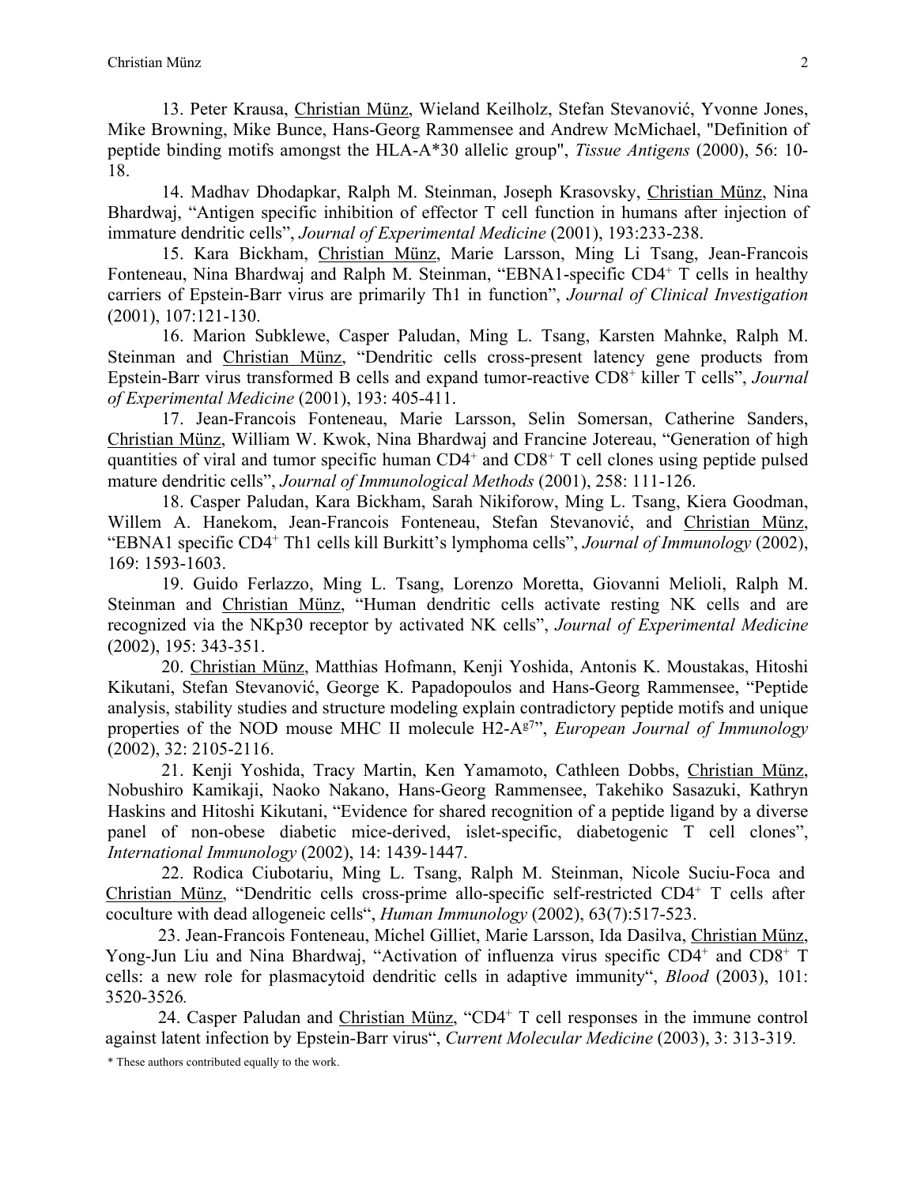13. Peter Krausa, Christian Münz, Wieland Keilholz, Stefan Stevanović, Yvonne Jones, Mike Browning, Mike Bunce, Hans-Georg Rammensee and Andrew McMichael, "Definition of peptide binding motifs amongst the HLA-A*30 allelic group", *Tissue Antigens* (2000), 56: 10-18.

14. Madhav Dhodapkar, Ralph M. Steinman, Joseph Krasovsky, Christian Münz, Nina Bhardwaj, "Antigen specific inhibition of effector T cell function in humans after injection of immature dendritic cells", *Journal of Experimental Medicine* (2001), 193:233-238.

15. Kara Bickham, Christian Münz, Marie Larsson, Ming Li Tsang, Jean-Francois Fonteneau, Nina Bhardwaj and Ralph M. Steinman, "EBNA1-specific $CD4^+$ T cells in healthy carriers of Epstein-Barr virus are primarily Th1 in function", *Journal of Clinical Investigation* (2001), 107:121-130.

16. Marion Subklewe, Casper Paludan, Ming L. Tsang, Karsten Mahnke, Ralph M. Steinman and Christian Münz, "Dendritic cells cross-present latency gene products from Epstein-Barr virus transformed B cells and expand tumor-reactive $CD8^+$ killer T cells", *Journal of Experimental Medicine* (2001), 193: 405-411.

17. Jean-Francois Fonteneau, Marie Larsson, Selin Somersan, Catherine Sanders, Christian Münz, William W. Kwok, Nina Bhardwaj and Francine Jotereau, "Generation of high quantities of viral and tumor specific human $CD4^+$ and $CD8^+$ T cell clones using peptide pulsed mature dendritic cells", *Journal of Immunological Methods* (2001), 258: 111-126.

18. Casper Paludan, Kara Bickham, Sarah Nikiforow, Ming L. Tsang, Kiera Goodman, Willem A. Hanekom, Jean-Francois Fonteneau, Stefan Stevanović, and Christian Münz, "EBNA1 specific $CD4^+$ Th1 cells kill Burkitt's lymphoma cells", *Journal of Immunology* (2002), 169: 1593-1603.

19. Guido Ferlazzo, Ming L. Tsang, Lorenzo Moretta, Giovanni Melioli, Ralph M. Steinman and Christian Münz, "Human dendritic cells activate resting NK cells and are recognized via the NKp30 receptor by activated NK cells", *Journal of Experimental Medicine* (2002), 195: 343-351.

20. Christian Münz, Matthias Hofmann, Kenji Yoshida, Antonis K. Moustakas, Hitoshi Kikutani, Stefan Stevanović, George K. Papadopoulos and Hans-Georg Rammensee, "Peptide analysis, stability studies and structure modeling explain contradictory peptide motifs and unique properties of the NOD mouse MHC II molecule $H2\text{-}A^{g7}$", *European Journal of Immunology* (2002), 32: 2105-2116.

21. Kenji Yoshida, Tracy Martin, Ken Yamamoto, Cathleen Dobbs, Christian Münz, Nobushiro Kamikaji, Naoko Nakano, Hans-Georg Rammensee, Takehiko Sasazuki, Kathryn Haskins and Hitoshi Kikutani, "Evidence for shared recognition of a peptide ligand by a diverse panel of non-obese diabetic mice-derived, islet-specific, diabetogenic T cell clones", *International Immunology* (2002), 14: 1439-1447.

22. Rodica Ciubotariu, Ming L. Tsang, Ralph M. Steinman, Nicole Suciu-Foca and Christian Münz, "Dendritic cells cross-prime allo-specific self-restricted $CD4^+$ T cells after coculture with dead allogeneic cells", *Human Immunology* (2002), 63(7):517-523.

23. Jean-Francois Fonteneau, Michel Gilliet, Marie Larsson, Ida Dasilva, Christian Münz, Yong-Jun Liu and Nina Bhardwaj, "Activation of influenza virus specific $CD4^+$ and $CD8^+$ T cells: a new role for plasmacytoid dendritic cells in adaptive immunity", *Blood* (2003), 101: 3520-3526.

24. Casper Paludan and Christian Münz, "$CD4^+$ T cell responses in the immune control against latent infection by Epstein-Barr virus", *Current Molecular Medicine* (2003), 3: 313-319.

\* These authors contributed equally to the work.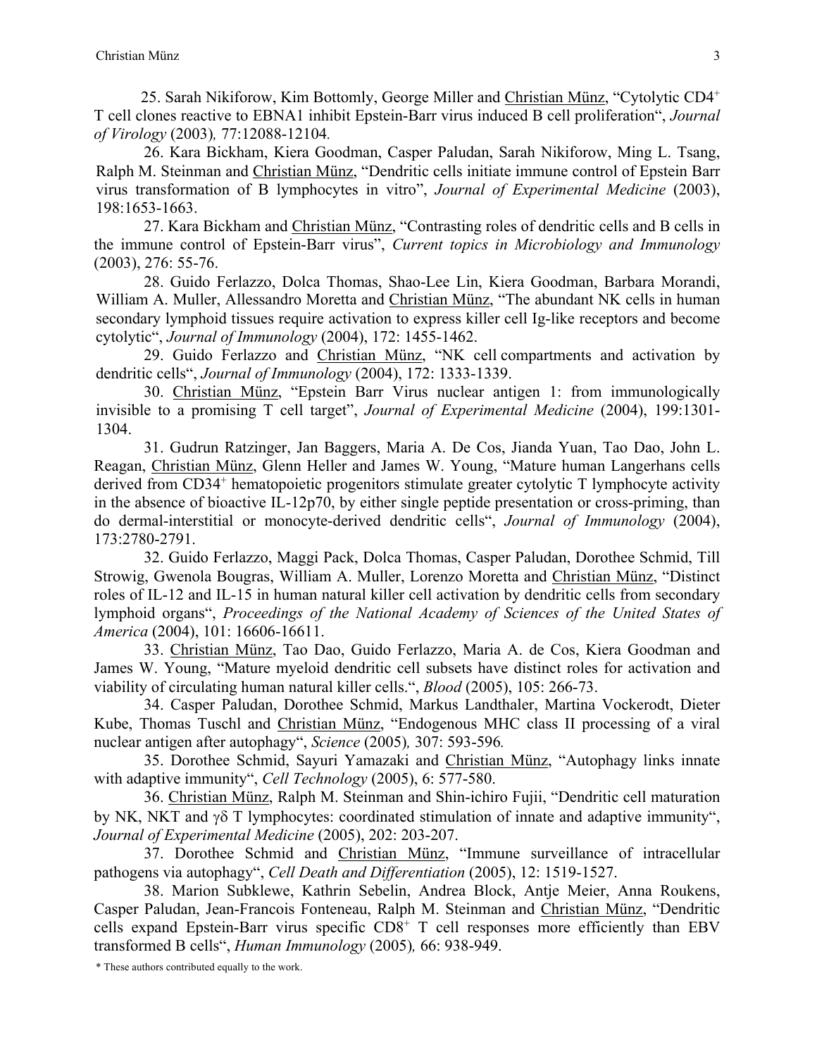25. Sarah Nikiforow, Kim Bottomly, George Miller and Christian Münz, “Cytolytic $CD4^+$ T cell clones reactive to EBNA1 inhibit Epstein-Barr virus induced B cell proliferation“, *Journal of Virology* (2003)*,* 77:12088-12104*.*

26. Kara Bickham, Kiera Goodman, Casper Paludan, Sarah Nikiforow, Ming L. Tsang, Ralph M. Steinman and Christian Münz, “Dendritic cells initiate immune control of Epstein Barr virus transformation of B lymphocytes in vitro”, *Journal of Experimental Medicine* (2003), 198:1653-1663.

27. Kara Bickham and Christian Münz, “Contrasting roles of dendritic cells and B cells in the immune control of Epstein-Barr virus”, *Current topics in Microbiology and Immunology* (2003), 276: 55-76.

28. Guido Ferlazzo, Dolca Thomas, Shao-Lee Lin, Kiera Goodman, Barbara Morandi, William A. Muller, Allessandro Moretta and Christian Münz, “The abundant NK cells in human secondary lymphoid tissues require activation to express killer cell Ig-like receptors and become cytolytic“, *Journal of Immunology* (2004), 172: 1455-1462.

29. Guido Ferlazzo and Christian Münz, “NK cell compartments and activation by dendritic cells“, *Journal of Immunology* (2004), 172: 1333-1339.

30. Christian Münz, “Epstein Barr Virus nuclear antigen 1: from immunologically invisible to a promising T cell target”, *Journal of Experimental Medicine* (2004), 199:1301-1304.

31. Gudrun Ratzinger, Jan Baggers, Maria A. De Cos, Jianda Yuan, Tao Dao, John L. Reagan, Christian Münz, Glenn Heller and James W. Young, “Mature human Langerhans cells derived from $CD34^+$ hematopoietic progenitors stimulate greater cytolytic T lymphocyte activity in the absence of bioactive IL-12p70, by either single peptide presentation or cross-priming, than do dermal-interstitial or monocyte-derived dendritic cells“, *Journal of Immunology* (2004), 173:2780-2791.

32. Guido Ferlazzo, Maggi Pack, Dolca Thomas, Casper Paludan, Dorothee Schmid, Till Strowig, Gwenola Bougras, William A. Muller, Lorenzo Moretta and Christian Münz, “Distinct roles of IL-12 and IL-15 in human natural killer cell activation by dendritic cells from secondary lymphoid organs“, *Proceedings of the National Academy of Sciences of the United States of America* (2004), 101: 16606-16611.

33. Christian Münz, Tao Dao, Guido Ferlazzo, Maria A. de Cos, Kiera Goodman and James W. Young, “Mature myeloid dendritic cell subsets have distinct roles for activation and viability of circulating human natural killer cells.“, *Blood* (2005), 105: 266-73.

34. Casper Paludan, Dorothee Schmid, Markus Landthaler, Martina Vockerodt, Dieter Kube, Thomas Tuschl and Christian Münz, “Endogenous MHC class II processing of a viral nuclear antigen after autophagy“, *Science* (2005)*,* 307: 593-596*.*

35. Dorothee Schmid, Sayuri Yamazaki and Christian Münz, “Autophagy links innate with adaptive immunity“, *Cell Technology* (2005), 6: 577-580.

36. Christian Münz, Ralph M. Steinman and Shin-ichiro Fujii, “Dendritic cell maturation by NK, NKT and γδ T lymphocytes: coordinated stimulation of innate and adaptive immunity“, *Journal of Experimental Medicine* (2005), 202: 203-207.

37. Dorothee Schmid and Christian Münz, “Immune surveillance of intracellular pathogens via autophagy“, *Cell Death and Differentiation* (2005), 12: 1519-1527.

38. Marion Subklewe, Kathrin Sebelin, Andrea Block, Antje Meier, Anna Roukens, Casper Paludan, Jean-Francois Fonteneau, Ralph M. Steinman and Christian Münz, “Dendritic cells expand Epstein-Barr virus specific $CD8^+$ T cell responses more efficiently than EBV transformed B cells“, *Human Immunology* (2005)*,* 66: 938-949.

\* These authors contributed equally to the work.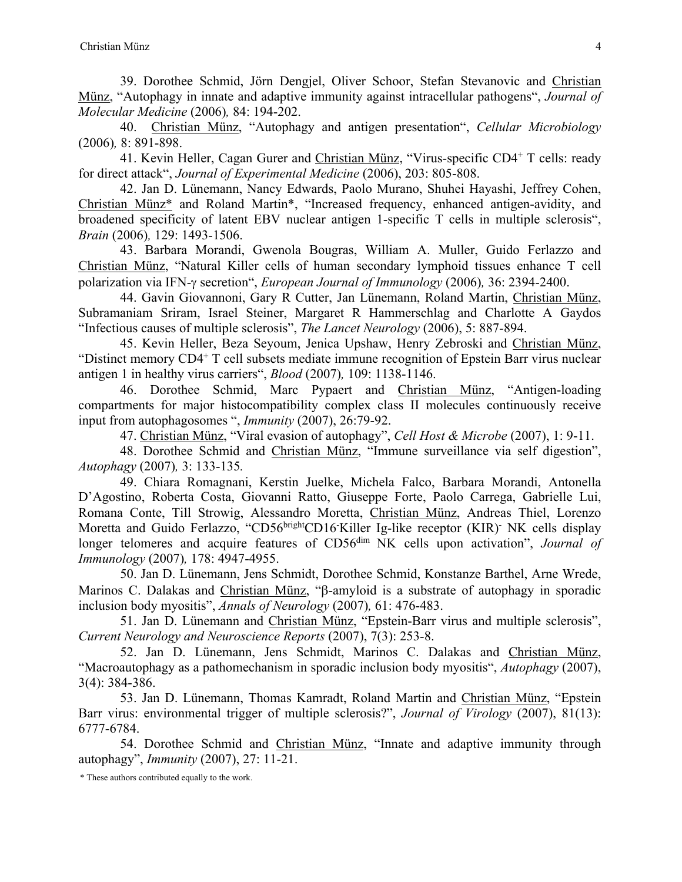39. Dorothee Schmid, Jörn Dengjel, Oliver Schoor, Stefan Stevanovic and Christian Münz, "Autophagy in innate and adaptive immunity against intracellular pathogens", *Journal of Molecular Medicine* (2006)*,* 84: 194-202.

40. Christian Münz, "Autophagy and antigen presentation", *Cellular Microbiology* (2006)*,* 8: 891-898.

41. Kevin Heller, Cagan Gurer and Christian Münz, "Virus-specific $CD4^+$ T cells: ready for direct attack", *Journal of Experimental Medicine* (2006), 203: 805-808.

42. Jan D. Lünemann, Nancy Edwards, Paolo Murano, Shuhei Hayashi, Jeffrey Cohen, Christian Münz* and Roland Martin*, "Increased frequency, enhanced antigen-avidity, and broadened specificity of latent EBV nuclear antigen 1-specific T cells in multiple sclerosis", *Brain* (2006)*,* 129: 1493-1506.

43. Barbara Morandi, Gwenola Bougras, William A. Muller, Guido Ferlazzo and Christian Münz, "Natural Killer cells of human secondary lymphoid tissues enhance T cell polarization via IFN-γ secretion", *European Journal of Immunology* (2006)*,* 36: 2394-2400.

44. Gavin Giovannoni, Gary R Cutter, Jan Lünemann, Roland Martin, Christian Münz, Subramaniam Sriram, Israel Steiner, Margaret R Hammerschlag and Charlotte A Gaydos "Infectious causes of multiple sclerosis", *The Lancet Neurology* (2006), 5: 887-894.

45. Kevin Heller, Beza Seyoum, Jenica Upshaw, Henry Zebroski and Christian Münz, "Distinct memory $CD4^+$ T cell subsets mediate immune recognition of Epstein Barr virus nuclear antigen 1 in healthy virus carriers", *Blood* (2007)*,* 109: 1138-1146.

46. Dorothee Schmid, Marc Pypaert and Christian Münz, "Antigen-loading compartments for major histocompatibility complex class II molecules continuously receive input from autophagosomes ", *Immunity* (2007), 26:79-92.

47. Christian Münz, "Viral evasion of autophagy", *Cell Host & Microbe* (2007), 1: 9-11.

48. Dorothee Schmid and Christian Münz, "Immune surveillance via self digestion", *Autophagy* (2007)*,* 3: 133-135*.*

49. Chiara Romagnani, Kerstin Juelke, Michela Falco, Barbara Morandi, Antonella D'Agostino, Roberta Costa, Giovanni Ratto, Giuseppe Forte, Paolo Carrega, Gabrielle Lui, Romana Conte, Till Strowig, Alessandro Moretta, Christian Münz, Andreas Thiel, Lorenzo Moretta and Guido Ferlazzo, "$CD56^{bright}CD16^{-}$Killer Ig-like receptor $(KIR)^{-}$ NK cells display longer telomeres and acquire features of $CD56^{dim}$ NK cells upon activation", *Journal of Immunology* (2007)*,* 178: 4947-4955.

50. Jan D. Lünemann, Jens Schmidt, Dorothee Schmid, Konstanze Barthel, Arne Wrede, Marinos C. Dalakas and Christian Münz, "β-amyloid is a substrate of autophagy in sporadic inclusion body myositis", *Annals of Neurology* (2007)*,* 61: 476-483.

51. Jan D. Lünemann and Christian Münz, "Epstein-Barr virus and multiple sclerosis", *Current Neurology and Neuroscience Reports* (2007), 7(3): 253-8.

52. Jan D. Lünemann, Jens Schmidt, Marinos C. Dalakas and Christian Münz, "Macroautophagy as a pathomechanism in sporadic inclusion body myositis", *Autophagy* (2007), 3(4): 384-386.

53. Jan D. Lünemann, Thomas Kamradt, Roland Martin and Christian Münz, "Epstein Barr virus: environmental trigger of multiple sclerosis?", *Journal of Virology* (2007), 81(13): 6777-6784.

54. Dorothee Schmid and Christian Münz, "Innate and adaptive immunity through autophagy", *Immunity* (2007), 27: 11-21.

\* These authors contributed equally to the work.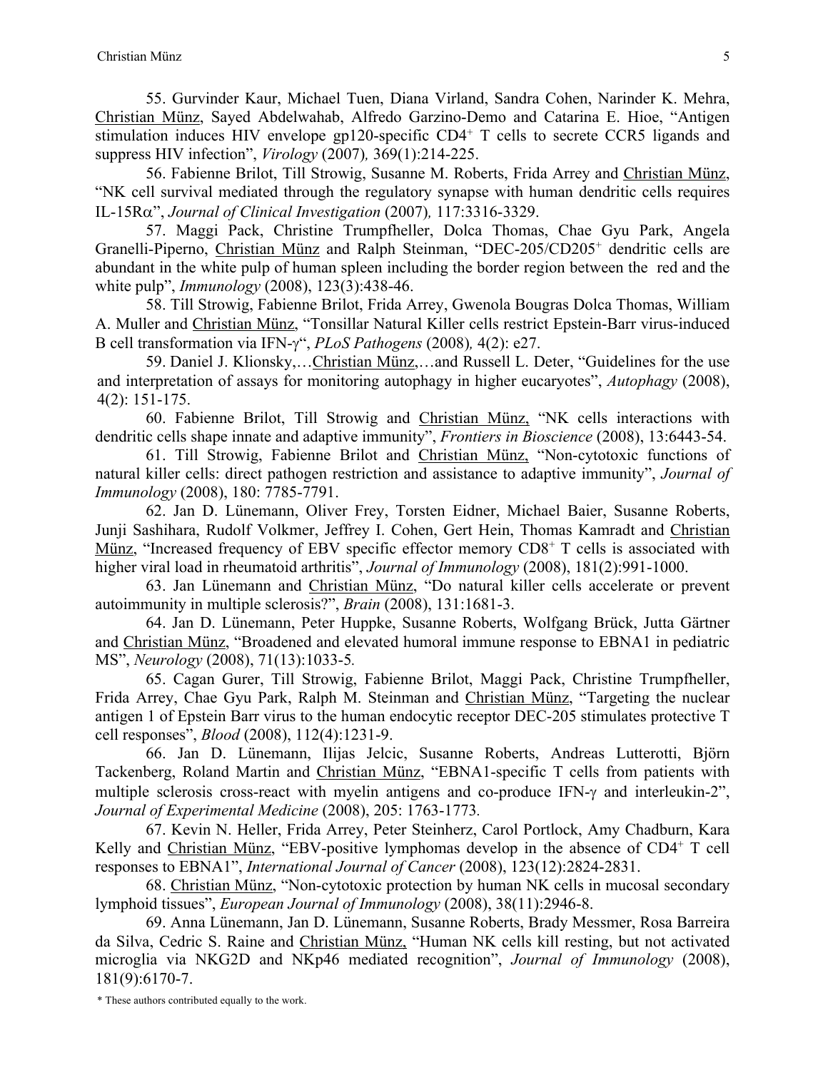55. Gurvinder Kaur, Michael Tuen, Diana Virland, Sandra Cohen, Narinder K. Mehra, Christian Münz, Sayed Abdelwahab, Alfredo Garzino-Demo and Catarina E. Hioe, "Antigen stimulation induces HIV envelope gp120-specific $CD4^+$ T cells to secrete CCR5 ligands and suppress HIV infection", *Virology* (2007)*,* 369(1):214-225.

56. Fabienne Brilot, Till Strowig, Susanne M. Roberts, Frida Arrey and Christian Münz, "NK cell survival mediated through the regulatory synapse with human dendritic cells requires IL-15Rα", *Journal of Clinical Investigation* (2007)*,* 117:3316-3329.

57. Maggi Pack, Christine Trumpfheller, Dolca Thomas, Chae Gyu Park, Angela Granelli-Piperno, Christian Münz and Ralph Steinman, "DEC-205/$CD205^+$ dendritic cells are abundant in the white pulp of human spleen including the border region between the red and the white pulp", *Immunology* (2008), 123(3):438-46.

58. Till Strowig, Fabienne Brilot, Frida Arrey, Gwenola Bougras Dolca Thomas, William A. Muller and Christian Münz, "Tonsillar Natural Killer cells restrict Epstein-Barr virus-induced B cell transformation via IFN-γ", *PLoS Pathogens* (2008)*,* 4(2): e27.

59. Daniel J. Klionsky,…Christian Münz,…and Russell L. Deter, "Guidelines for the use and interpretation of assays for monitoring autophagy in higher eucaryotes", *Autophagy* (2008), 4(2): 151-175.

60. Fabienne Brilot, Till Strowig and Christian Münz, "NK cells interactions with dendritic cells shape innate and adaptive immunity", *Frontiers in Bioscience* (2008), 13:6443-54.

61. Till Strowig, Fabienne Brilot and Christian Münz, "Non-cytotoxic functions of natural killer cells: direct pathogen restriction and assistance to adaptive immunity", *Journal of Immunology* (2008), 180: 7785-7791.

62. Jan D. Lünemann, Oliver Frey, Torsten Eidner, Michael Baier, Susanne Roberts, Junji Sashihara, Rudolf Volkmer, Jeffrey I. Cohen, Gert Hein, Thomas Kamradt and Christian Münz, "Increased frequency of EBV specific effector memory $CD8^+$ T cells is associated with higher viral load in rheumatoid arthritis", *Journal of Immunology* (2008), 181(2):991-1000.

63. Jan Lünemann and Christian Münz, "Do natural killer cells accelerate or prevent autoimmunity in multiple sclerosis?", *Brain* (2008), 131:1681-3.

64. Jan D. Lünemann, Peter Huppke, Susanne Roberts, Wolfgang Brück, Jutta Gärtner and Christian Münz, "Broadened and elevated humoral immune response to EBNA1 in pediatric MS", *Neurology* (2008), 71(13):1033-5*.*

65. Cagan Gurer, Till Strowig, Fabienne Brilot, Maggi Pack, Christine Trumpfheller, Frida Arrey, Chae Gyu Park, Ralph M. Steinman and Christian Münz, "Targeting the nuclear antigen 1 of Epstein Barr virus to the human endocytic receptor DEC-205 stimulates protective T cell responses", *Blood* (2008), 112(4):1231-9.

66. Jan D. Lünemann, Ilijas Jelcic, Susanne Roberts, Andreas Lutterotti, Björn Tackenberg, Roland Martin and Christian Münz, "EBNA1-specific T cells from patients with multiple sclerosis cross-react with myelin antigens and co-produce IFN-γ and interleukin-2", *Journal of Experimental Medicine* (2008), 205: 1763-1773*.*

67. Kevin N. Heller, Frida Arrey, Peter Steinherz, Carol Portlock, Amy Chadburn, Kara Kelly and Christian Münz, "EBV-positive lymphomas develop in the absence of $CD4^+$ T cell responses to EBNA1", *International Journal of Cancer* (2008), 123(12):2824-2831.

68. Christian Münz, "Non-cytotoxic protection by human NK cells in mucosal secondary lymphoid tissues", *European Journal of Immunology* (2008), 38(11):2946-8.

69. Anna Lünemann, Jan D. Lünemann, Susanne Roberts, Brady Messmer, Rosa Barreira da Silva, Cedric S. Raine and Christian Münz, "Human NK cells kill resting, but not activated microglia via NKG2D and NKp46 mediated recognition", *Journal of Immunology* (2008), 181(9):6170-7.

\* These authors contributed equally to the work.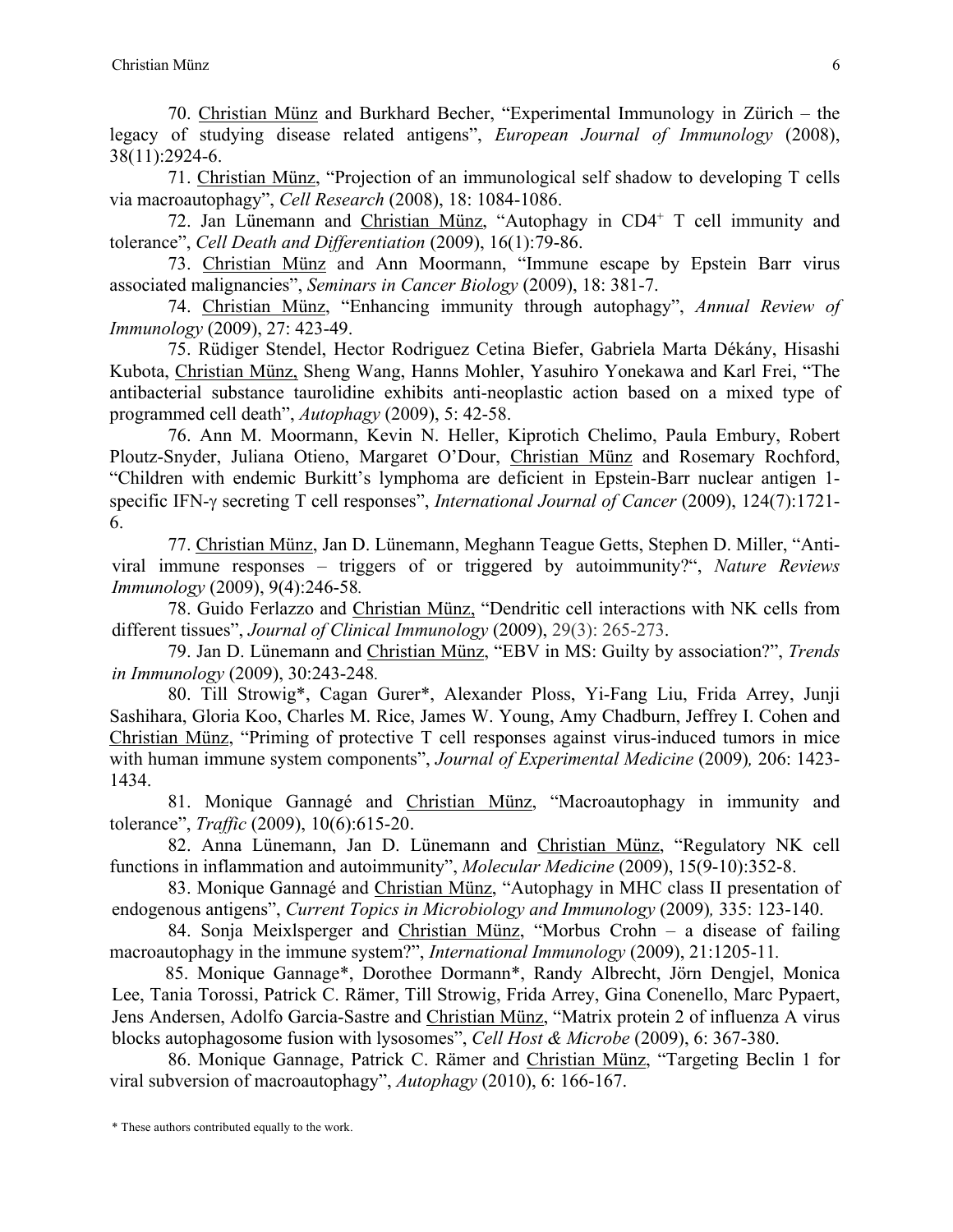70. Christian Münz and Burkhard Becher, "Experimental Immunology in Zürich – the legacy of studying disease related antigens", *European Journal of Immunology* (2008), 38(11):2924-6.

71. Christian Münz, "Projection of an immunological self shadow to developing T cells via macroautophagy", *Cell Research* (2008), 18: 1084-1086.

72. Jan Lünemann and Christian Münz, "Autophagy in $CD4^+$ T cell immunity and tolerance", *Cell Death and Differentiation* (2009), 16(1):79-86.

73. Christian Münz and Ann Moormann, "Immune escape by Epstein Barr virus associated malignancies", *Seminars in Cancer Biology* (2009), 18: 381-7.

74. Christian Münz, "Enhancing immunity through autophagy", *Annual Review of Immunology* (2009), 27: 423-49.

75. Rüdiger Stendel, Hector Rodriguez Cetina Biefer, Gabriela Marta Dékány, Hisashi Kubota, Christian Münz, Sheng Wang, Hanns Mohler, Yasuhiro Yonekawa and Karl Frei, "The antibacterial substance taurolidine exhibits anti-neoplastic action based on a mixed type of programmed cell death", *Autophagy* (2009), 5: 42-58.

76. Ann M. Moormann, Kevin N. Heller, Kiprotich Chelimo, Paula Embury, Robert Ploutz-Snyder, Juliana Otieno, Margaret O'Dour, Christian Münz and Rosemary Rochford, "Children with endemic Burkitt's lymphoma are deficient in Epstein-Barr nuclear antigen 1-specific IFN-γ secreting T cell responses", *International Journal of Cancer* (2009), 124(7):1721-6.

77. Christian Münz, Jan D. Lünemann, Meghann Teague Getts, Stephen D. Miller, "Anti-viral immune responses – triggers of or triggered by autoimmunity?", *Nature Reviews Immunology* (2009), 9(4):246-58.

78. Guido Ferlazzo and Christian Münz, "Dendritic cell interactions with NK cells from different tissues", *Journal of Clinical Immunology* (2009), 29(3): 265-273.

79. Jan D. Lünemann and Christian Münz, "EBV in MS: Guilty by association?", *Trends in Immunology* (2009), 30:243-248.

80. Till Strowig*, Cagan Gurer*, Alexander Ploss, Yi-Fang Liu, Frida Arrey, Junji Sashihara, Gloria Koo, Charles M. Rice, James W. Young, Amy Chadburn, Jeffrey I. Cohen and Christian Münz, "Priming of protective T cell responses against virus-induced tumors in mice with human immune system components", *Journal of Experimental Medicine* (2009), 206: 1423-1434.

81. Monique Gannagé and Christian Münz, "Macroautophagy in immunity and tolerance", *Traffic* (2009), 10(6):615-20.

82. Anna Lünemann, Jan D. Lünemann and Christian Münz, "Regulatory NK cell functions in inflammation and autoimmunity", *Molecular Medicine* (2009), 15(9-10):352-8.

83. Monique Gannagé and Christian Münz, "Autophagy in MHC class II presentation of endogenous antigens", *Current Topics in Microbiology and Immunology* (2009), 335: 123-140.

84. Sonja Meixlsperger and Christian Münz, "Morbus Crohn – a disease of failing macroautophagy in the immune system?", *International Immunology* (2009), 21:1205-11.

85. Monique Gannage*, Dorothee Dormann*, Randy Albrecht, Jörn Dengjel, Monica Lee, Tania Torossi, Patrick C. Rämer, Till Strowig, Frida Arrey, Gina Conenello, Marc Pypaert, Jens Andersen, Adolfo Garcia-Sastre and Christian Münz, "Matrix protein 2 of influenza A virus blocks autophagosome fusion with lysosomes", *Cell Host & Microbe* (2009), 6: 367-380.

86. Monique Gannage, Patrick C. Rämer and Christian Münz, "Targeting Beclin 1 for viral subversion of macroautophagy", *Autophagy* (2010), 6: 166-167.

\* These authors contributed equally to the work.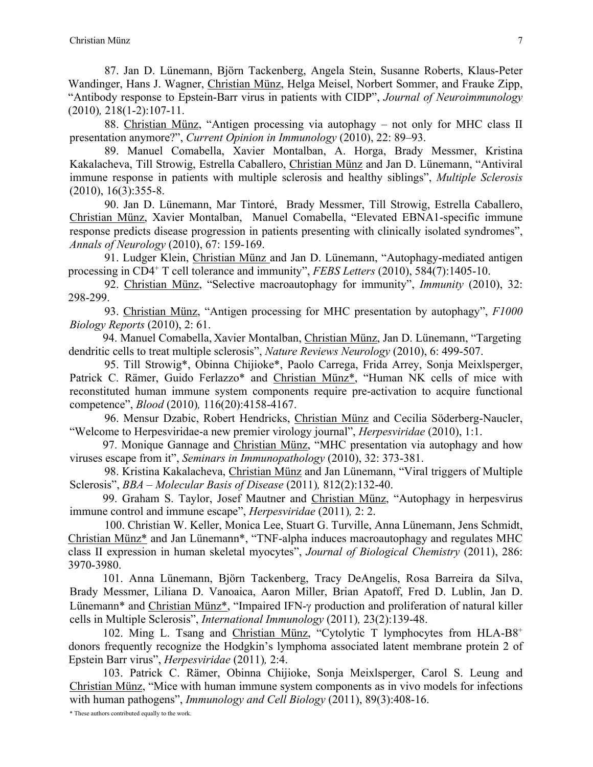87. Jan D. Lünemann, Björn Tackenberg, Angela Stein, Susanne Roberts, Klaus-Peter Wandinger, Hans J. Wagner, Christian Münz, Helga Meisel, Norbert Sommer, and Frauke Zipp, "Antibody response to Epstein-Barr virus in patients with CIDP", *Journal of Neuroimmunology* (2010)*,* 218(1-2):107-11.

88. Christian Münz, "Antigen processing via autophagy – not only for MHC class II presentation anymore?", *Current Opinion in Immunology* (2010), 22: 89–93.

89. Manuel Comabella, Xavier Montalban, A. Horga, Brady Messmer, Kristina Kakalacheva, Till Strowig, Estrella Caballero, Christian Münz and Jan D. Lünemann, "Antiviral immune response in patients with multiple sclerosis and healthy siblings", *Multiple Sclerosis* (2010), 16(3):355-8.

90. Jan D. Lünemann, Mar Tintoré, Brady Messmer, Till Strowig, Estrella Caballero, Christian Münz, Xavier Montalban, Manuel Comabella, "Elevated EBNA1-specific immune response predicts disease progression in patients presenting with clinically isolated syndromes", *Annals of Neurology* (2010), 67: 159-169.

91. Ludger Klein, Christian Münz and Jan D. Lünemann, "Autophagy-mediated antigen processing in CD4+ T cell tolerance and immunity", *FEBS Letters* (2010), 584(7):1405-10.

92. Christian Münz, "Selective macroautophagy for immunity", *Immunity* (2010), 32: 298-299.

93. Christian Münz, "Antigen processing for MHC presentation by autophagy", *F1000 Biology Reports* (2010), 2: 61.

94. Manuel Comabella, Xavier Montalban, Christian Münz, Jan D. Lünemann, "Targeting dendritic cells to treat multiple sclerosis", *Nature Reviews Neurology* (2010), 6: 499-507.

95. Till Strowig*, Obinna Chijioke*, Paolo Carrega, Frida Arrey, Sonja Meixlsperger, Patrick C. Rämer, Guido Ferlazzo* and Christian Münz*, "Human NK cells of mice with reconstituted human immune system components require pre-activation to acquire functional competence", *Blood* (2010)*,* 116(20):4158-4167.

96. Mensur Dzabic, Robert Hendricks, Christian Münz and Cecilia Söderberg-Naucler, "Welcome to Herpesviridae-a new premier virology journal", *Herpesviridae* (2010), 1:1.

97. Monique Gannage and Christian Münz, "MHC presentation via autophagy and how viruses escape from it", *Seminars in Immunopathology* (2010), 32: 373-381.

98. Kristina Kakalacheva, Christian Münz and Jan Lünemann, "Viral triggers of Multiple Sclerosis", *BBA – Molecular Basis of Disease* (2011)*,* 812(2):132-40.

99. Graham S. Taylor, Josef Mautner and Christian Münz, "Autophagy in herpesvirus immune control and immune escape", *Herpesviridae* (2011)*,* 2: 2.

100. Christian W. Keller, Monica Lee, Stuart G. Turville, Anna Lünemann, Jens Schmidt, Christian Münz* and Jan Lünemann*, "TNF-alpha induces macroautophagy and regulates MHC class II expression in human skeletal myocytes", *Journal of Biological Chemistry* (2011), 286: 3970-3980.

101. Anna Lünemann, Björn Tackenberg, Tracy DeAngelis, Rosa Barreira da Silva, Brady Messmer, Liliana D. Vanoaica, Aaron Miller, Brian Apatoff, Fred D. Lublin, Jan D. Lünemann* and Christian Münz*, "Impaired IFN-γ production and proliferation of natural killer cells in Multiple Sclerosis", *International Immunology* (2011)*,* 23(2):139-48.

102. Ming L. Tsang and Christian Münz, "Cytolytic T lymphocytes from HLA-B8+ donors frequently recognize the Hodgkin's lymphoma associated latent membrane protein 2 of Epstein Barr virus", *Herpesviridae* (2011)*,* 2:4.

103. Patrick C. Rämer, Obinna Chijioke, Sonja Meixlsperger, Carol S. Leung and Christian Münz, "Mice with human immune system components as in vivo models for infections with human pathogens", *Immunology and Cell Biology* (2011), 89(3):408-16.

\* These authors contributed equally to the work.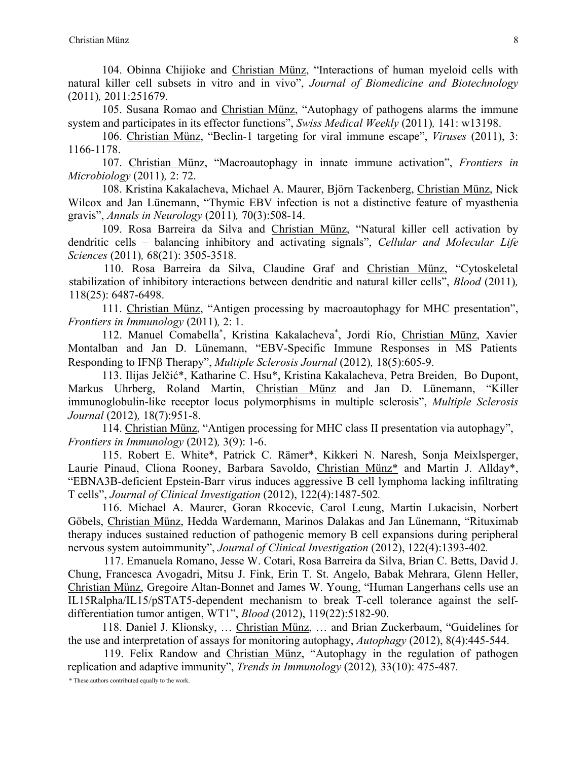104. Obinna Chijioke and Christian Münz, "Interactions of human myeloid cells with natural killer cell subsets in vitro and in vivo", *Journal of Biomedicine and Biotechnology* (2011)*,* 2011:251679.

105. Susana Romao and Christian Münz, "Autophagy of pathogens alarms the immune system and participates in its effector functions", *Swiss Medical Weekly* (2011)*,* 141: w13198.

106. Christian Münz, "Beclin-1 targeting for viral immune escape", *Viruses* (2011), 3: 1166-1178.

107. Christian Münz, "Macroautophagy in innate immune activation", *Frontiers in Microbiology* (2011)*,* 2: 72.

108. Kristina Kakalacheva, Michael A. Maurer, Björn Tackenberg, Christian Münz, Nick Wilcox and Jan Lünemann, "Thymic EBV infection is not a distinctive feature of myasthenia gravis", *Annals in Neurology* (2011)*,* 70(3):508-14.

109. Rosa Barreira da Silva and Christian Münz, "Natural killer cell activation by dendritic cells – balancing inhibitory and activating signals", *Cellular and Molecular Life Sciences* (2011)*,* 68(21): 3505-3518.

110. Rosa Barreira da Silva, Claudine Graf and Christian Münz, "Cytoskeletal stabilization of inhibitory interactions between dendritic and natural killer cells", *Blood* (2011)*,* 118(25): 6487-6498.

111. Christian Münz, "Antigen processing by macroautophagy for MHC presentation", *Frontiers in Immunology* (2011)*,* 2: 1.

112. Manuel Comabella*, Kristina Kakalacheva*, Jordi Río, Christian Münz, Xavier Montalban and Jan D. Lünemann, "EBV-Specific Immune Responses in MS Patients Responding to IFNβ Therapy", *Multiple Sclerosis Journal* (2012)*,* 18(5):605-9.

113. Ilijas Jelčić*, Katharine C. Hsu*, Kristina Kakalacheva, Petra Breiden, Bo Dupont, Markus Uhrberg, Roland Martin, Christian Münz and Jan D. Lünemann, "Killer immunoglobulin-like receptor locus polymorphisms in multiple sclerosis", *Multiple Sclerosis Journal* (2012)*,* 18(7):951-8.

114. Christian Münz, "Antigen processing for MHC class II presentation via autophagy", *Frontiers in Immunology* (2012)*,* 3(9): 1-6.

115. Robert E. White*, Patrick C. Rämer*, Kikkeri N. Naresh, Sonja Meixlsperger, Laurie Pinaud, Cliona Rooney, Barbara Savoldo, Christian Münz* and Martin J. Allday*, "EBNA3B-deficient Epstein-Barr virus induces aggressive B cell lymphoma lacking infiltrating T cells", *Journal of Clinical Investigation* (2012), 122(4):1487-502*.*

116. Michael A. Maurer, Goran Rkocevic, Carol Leung, Martin Lukacisin, Norbert Göbels, Christian Münz, Hedda Wardemann, Marinos Dalakas and Jan Lünemann, "Rituximab therapy induces sustained reduction of pathogenic memory B cell expansions during peripheral nervous system autoimmunity", *Journal of Clinical Investigation* (2012), 122(4):1393-402*.*

117. Emanuela Romano, Jesse W. Cotari, Rosa Barreira da Silva, Brian C. Betts, David J. Chung, Francesca Avogadri, Mitsu J. Fink, Erin T. St. Angelo, Babak Mehrara, Glenn Heller, Christian Münz, Gregoire Altan-Bonnet and James W. Young, "Human Langerhans cells use an IL15Ralpha/IL15/pSTAT5-dependent mechanism to break T-cell tolerance against the self-differentiation tumor antigen, WT1", *Blood* (2012), 119(22):5182-90.

118. Daniel J. Klionsky, … Christian Münz, … and Brian Zuckerbaum, "Guidelines for the use and interpretation of assays for monitoring autophagy, *Autophagy* (2012), 8(4):445-544.

119. Felix Randow and Christian Münz, "Autophagy in the regulation of pathogen replication and adaptive immunity", *Trends in Immunology* (2012)*,* 33(10): 475-487*.*

\* These authors contributed equally to the work.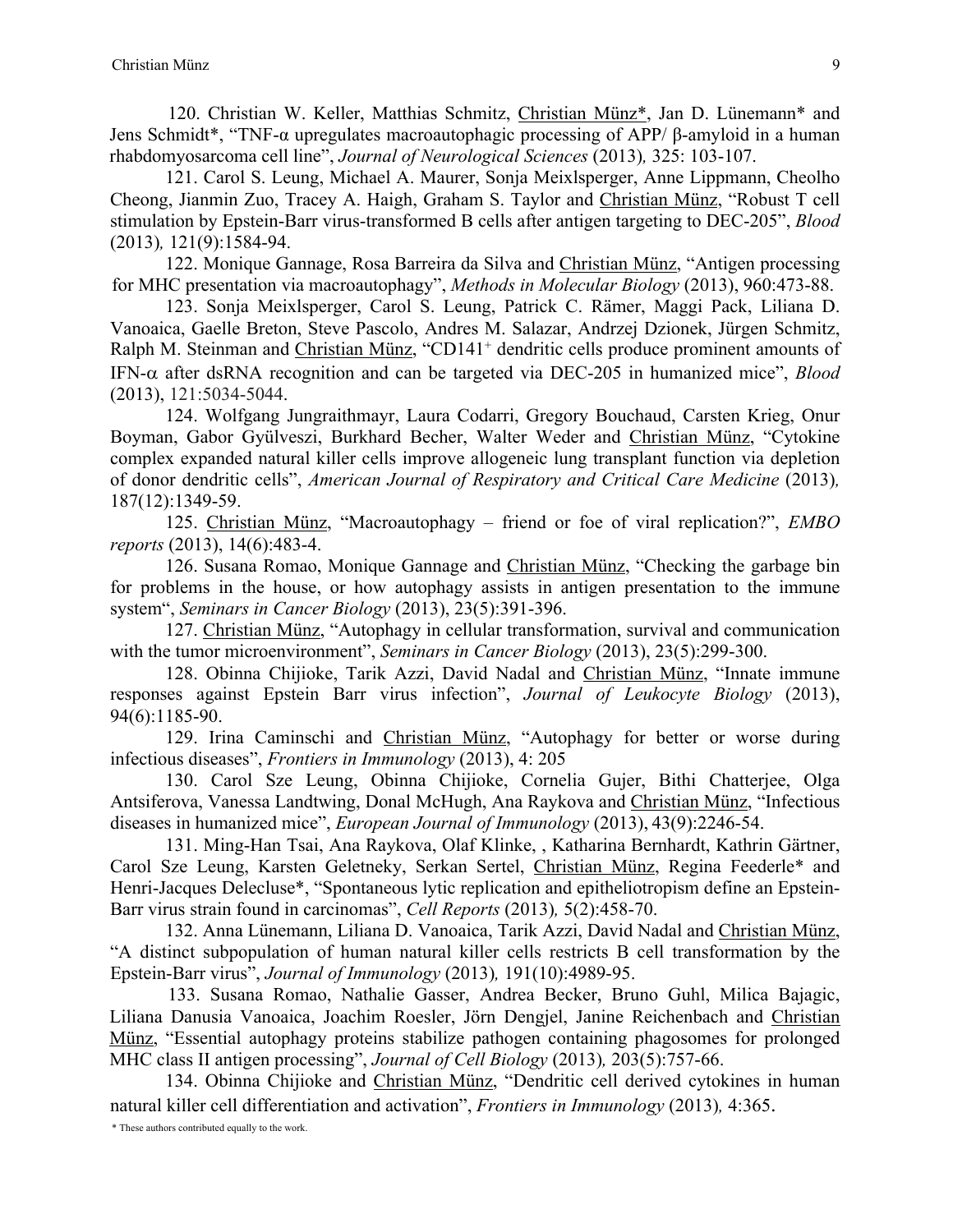120. Christian W. Keller, Matthias Schmitz, Christian Münz*, Jan D. Lünemann* and Jens Schmidt*, "TNF-α upregulates macroautophagic processing of APP/ β-amyloid in a human rhabdomyosarcoma cell line", *Journal of Neurological Sciences* (2013)*,* 325: 103-107.

121. Carol S. Leung, Michael A. Maurer, Sonja Meixlsperger, Anne Lippmann, Cheolho Cheong, Jianmin Zuo, Tracey A. Haigh, Graham S. Taylor and Christian Münz, "Robust T cell stimulation by Epstein-Barr virus-transformed B cells after antigen targeting to DEC-205", *Blood* (2013)*,* 121(9):1584-94.

122. Monique Gannage, Rosa Barreira da Silva and Christian Münz, "Antigen processing for MHC presentation via macroautophagy", *Methods in Molecular Biology* (2013), 960:473-88.

123. Sonja Meixlsperger, Carol S. Leung, Patrick C. Rämer, Maggi Pack, Liliana D. Vanoaica, Gaelle Breton, Steve Pascolo, Andres M. Salazar, Andrzej Dzionek, Jürgen Schmitz, Ralph M. Steinman and Christian Münz, "CD141$^{+}$ dendritic cells produce prominent amounts of IFN-α after dsRNA recognition and can be targeted via DEC-205 in humanized mice", *Blood* (2013), 121:5034-5044.

124. Wolfgang Jungraithmayr, Laura Codarri, Gregory Bouchaud, Carsten Krieg, Onur Boyman, Gabor Gyülveszi, Burkhard Becher, Walter Weder and Christian Münz, "Cytokine complex expanded natural killer cells improve allogeneic lung transplant function via depletion of donor dendritic cells", *American Journal of Respiratory and Critical Care Medicine* (2013)*,* 187(12):1349-59.

125. Christian Münz, "Macroautophagy – friend or foe of viral replication?", *EMBO reports* (2013), 14(6):483-4.

126. Susana Romao, Monique Gannage and Christian Münz, "Checking the garbage bin for problems in the house, or how autophagy assists in antigen presentation to the immune system", *Seminars in Cancer Biology* (2013), 23(5):391-396.

127. Christian Münz, "Autophagy in cellular transformation, survival and communication with the tumor microenvironment", *Seminars in Cancer Biology* (2013), 23(5):299-300.

128. Obinna Chijioke, Tarik Azzi, David Nadal and Christian Münz, "Innate immune responses against Epstein Barr virus infection", *Journal of Leukocyte Biology* (2013), 94(6):1185-90.

129. Irina Caminschi and Christian Münz, "Autophagy for better or worse during infectious diseases", *Frontiers in Immunology* (2013), 4: 205

130. Carol Sze Leung, Obinna Chijioke, Cornelia Gujer, Bithi Chatterjee, Olga Antsiferova, Vanessa Landtwing, Donal McHugh, Ana Raykova and Christian Münz, "Infectious diseases in humanized mice", *European Journal of Immunology* (2013), 43(9):2246-54.

131. Ming-Han Tsai, Ana Raykova, Olaf Klinke, , Katharina Bernhardt, Kathrin Gärtner, Carol Sze Leung, Karsten Geletneky, Serkan Sertel, Christian Münz, Regina Feederle* and Henri-Jacques Delecluse*, "Spontaneous lytic replication and epitheliotropism define an Epstein-Barr virus strain found in carcinomas", *Cell Reports* (2013)*,* 5(2):458-70.

132. Anna Lünemann, Liliana D. Vanoaica, Tarik Azzi, David Nadal and Christian Münz, "A distinct subpopulation of human natural killer cells restricts B cell transformation by the Epstein-Barr virus", *Journal of Immunology* (2013)*,* 191(10):4989-95.

133. Susana Romao, Nathalie Gasser, Andrea Becker, Bruno Guhl, Milica Bajagic, Liliana Danusia Vanoaica, Joachim Roesler, Jörn Dengjel, Janine Reichenbach and Christian Münz, "Essential autophagy proteins stabilize pathogen containing phagosomes for prolonged MHC class II antigen processing", *Journal of Cell Biology* (2013)*,* 203(5):757-66.

134. Obinna Chijioke and Christian Münz, "Dendritic cell derived cytokines in human natural killer cell differentiation and activation", *Frontiers in Immunology* (2013)*,* 4:365.

\* These authors contributed equally to the work.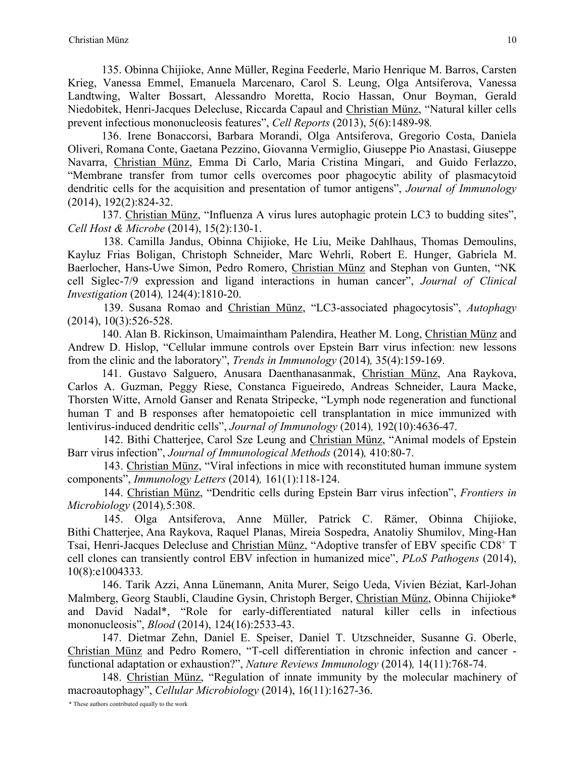135. Obinna Chijioke, Anne Müller, Regina Feederle, Mario Henrique M. Barros, Carsten Krieg, Vanessa Emmel, Emanuela Marcenaro, Carol S. Leung, Olga Antsiferova, Vanessa Landtwing, Walter Bossart, Alessandro Moretta, Rocio Hassan, Onur Boyman, Gerald Niedobitek, Henri-Jacques Delecluse, Riccarda Capaul and Christian Münz, "Natural killer cells prevent infectious mononucleosis features", *Cell Reports* (2013), 5(6):1489-98.

136. Irene Bonaccorsi, Barbara Morandi, Olga Antsiferova, Gregorio Costa, Daniela Oliveri, Romana Conte, Gaetana Pezzino, Giovanna Vermiglio, Giuseppe Pio Anastasi, Giuseppe Navarra, Christian Münz, Emma Di Carlo, Maria Cristina Mingari, and Guido Ferlazzo, "Membrane transfer from tumor cells overcomes poor phagocytic ability of plasmacytoid dendritic cells for the acquisition and presentation of tumor antigens", *Journal of Immunology* (2014), 192(2):824-32.

137. Christian Münz, "Influenza A virus lures autophagic protein LC3 to budding sites", *Cell Host & Microbe* (2014), 15(2):130-1.

138. Camilla Jandus, Obinna Chijioke, He Liu, Meike Dahlhaus, Thomas Demoulins, Kayluz Frias Boligan, Christoph Schneider, Marc Wehrli, Robert E. Hunger, Gabriela M. Baerlocher, Hans-Uwe Simon, Pedro Romero, Christian Münz and Stephan von Gunten, "NK cell Siglec-7/9 expression and ligand interactions in human cancer", *Journal of Clinical Investigation* (2014), 124(4):1810-20.

139. Susana Romao and Christian Münz, "LC3-associated phagocytosis", *Autophagy* (2014), 10(3):526-528.

140. Alan B. Rickinson, Umaimainthan Palendira, Heather M. Long, Christian Münz and Andrew D. Hislop, "Cellular immune controls over Epstein Barr virus infection: new lessons from the clinic and the laboratory", *Trends in Immunology* (2014), 35(4):159-169.

141. Gustavo Salguero, Anusara Daenthanasanmak, Christian Münz, Ana Raykova, Carlos A. Guzman, Peggy Riese, Constanca Figueiredo, Andreas Schneider, Laura Macke, Thorsten Witte, Arnold Ganser and Renata Stripecke, "Lymph node regeneration and functional human T and B responses after hematopoietic cell transplantation in mice immunized with lentivirus-induced dendritic cells", *Journal of Immunology* (2014), 192(10):4636-47.

142. Bithi Chatterjee, Carol Sze Leung and Christian Münz, "Animal models of Epstein Barr virus infection", *Journal of Immunological Methods* (2014), 410:80-7.

143. Christian Münz, "Viral infections in mice with reconstituted human immune system components", *Immunology Letters* (2014), 161(1):118-124.

144. Christian Münz, "Dendritic cells during Epstein Barr virus infection", *Frontiers in Microbiology* (2014), 5:308.

145. Olga Antsiferova, Anne Müller, Patrick C. Rämer, Obinna Chijioke, Bithi Chatterjee, Ana Raykova, Raquel Planas, Mireia Sospedra, Anatoliy Shumilov, Ming-Han Tsai, Henri-Jacques Delecluse and Christian Münz, "Adoptive transfer of EBV specific $CD8^+$ T cell clones can transiently control EBV infection in humanized mice", *PLoS Pathogens* (2014), 10(8):e1004333.

146. Tarik Azzi, Anna Lünemann, Anita Murer, Seigo Ueda, Vivien Béziat, Karl-Johan Malmberg, Georg Staubli, Claudine Gysin, Christoph Berger, Christian Münz, Obinna Chijioke* and David Nadal*, "Role for early-differentiated natural killer cells in infectious mononucleosis", *Blood* (2014), 124(16):2533-43.

147. Dietmar Zehn, Daniel E. Speiser, Daniel T. Utzschneider, Susanne G. Oberle, Christian Münz and Pedro Romero, "T-cell differentiation in chronic infection and cancer - functional adaptation or exhaustion?", *Nature Reviews Immunology* (2014), 14(11):768-74.

148. Christian Münz, "Regulation of innate immunity by the molecular machinery of macroautophagy", *Cellular Microbiology* (2014), 16(11):1627-36.

* These authors contributed equally to the work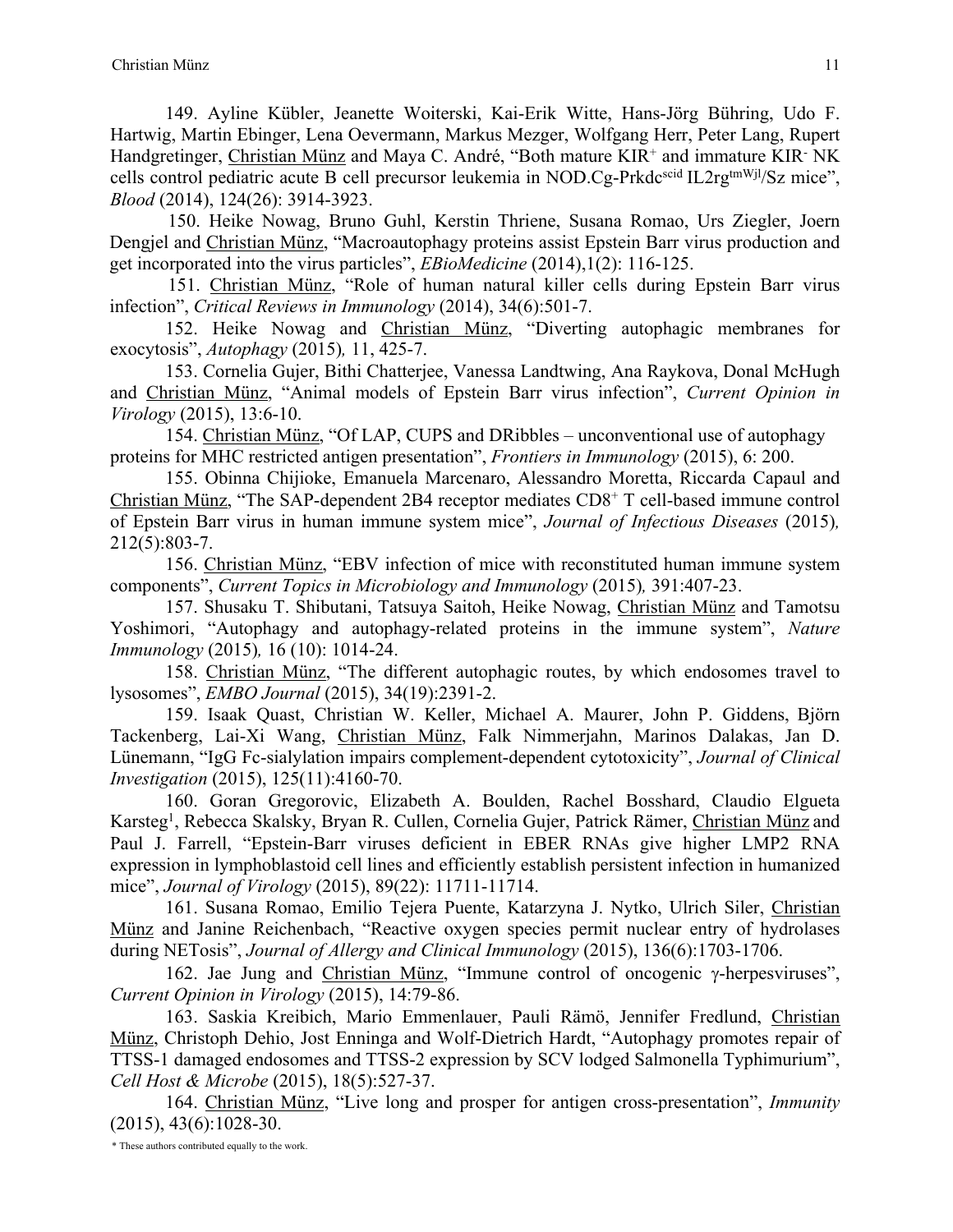149. Ayline Kübler, Jeanette Woiterski, Kai-Erik Witte, Hans-Jörg Bühring, Udo F. Hartwig, Martin Ebinger, Lena Oevermann, Markus Mezger, Wolfgang Herr, Peter Lang, Rupert Handgretinger, Christian Münz and Maya C. André, "Both mature $KIR^+$ and immature $KIR^-$ NK cells control pediatric acute B cell precursor leukemia in NOD.Cg-$Prkdc^{scid}$ $IL2rg^{tmWjl}$/Sz mice", *Blood* (2014), 124(26): 3914-3923.

150. Heike Nowag, Bruno Guhl, Kerstin Thriene, Susana Romao, Urs Ziegler, Joern Dengjel and Christian Münz, "Macroautophagy proteins assist Epstein Barr virus production and get incorporated into the virus particles", *EBioMedicine* (2014),1(2): 116-125.

151. Christian Münz, "Role of human natural killer cells during Epstein Barr virus infection", *Critical Reviews in Immunology* (2014), 34(6):501-7.

152. Heike Nowag and Christian Münz, "Diverting autophagic membranes for exocytosis", *Autophagy* (2015), 11, 425-7.

153. Cornelia Gujer, Bithi Chatterjee, Vanessa Landtwing, Ana Raykova, Donal McHugh and Christian Münz, "Animal models of Epstein Barr virus infection", *Current Opinion in Virology* (2015), 13:6-10.

154. Christian Münz, "Of LAP, CUPS and DRibbles – unconventional use of autophagy proteins for MHC restricted antigen presentation", *Frontiers in Immunology* (2015), 6: 200.

155. Obinna Chijioke, Emanuela Marcenaro, Alessandro Moretta, Riccarda Capaul and Christian Münz, "The SAP-dependent 2B4 receptor mediates $CD8^+$ T cell-based immune control of Epstein Barr virus in human immune system mice", *Journal of Infectious Diseases* (2015), 212(5):803-7.

156. Christian Münz, "EBV infection of mice with reconstituted human immune system components", *Current Topics in Microbiology and Immunology* (2015), 391:407-23.

157. Shusaku T. Shibutani, Tatsuya Saitoh, Heike Nowag, Christian Münz and Tamotsu Yoshimori, "Autophagy and autophagy-related proteins in the immune system", *Nature Immunology* (2015), 16 (10): 1014-24.

158. Christian Münz, "The different autophagic routes, by which endosomes travel to lysosomes", *EMBO Journal* (2015), 34(19):2391-2.

159. Isaak Quast, Christian W. Keller, Michael A. Maurer, John P. Giddens, Björn Tackenberg, Lai-Xi Wang, Christian Münz, Falk Nimmerjahn, Marinos Dalakas, Jan D. Lünemann, "IgG Fc-sialylation impairs complement-dependent cytotoxicity", *Journal of Clinical Investigation* (2015), 125(11):4160-70.

160. Goran Gregorovic, Elizabeth A. Boulden, Rachel Bosshard, Claudio Elgueta Karsteg[1], Rebecca Skalsky, Bryan R. Cullen, Cornelia Gujer, Patrick Rämer, Christian Münz and Paul J. Farrell, "Epstein-Barr viruses deficient in EBER RNAs give higher LMP2 RNA expression in lymphoblastoid cell lines and efficiently establish persistent infection in humanized mice", *Journal of Virology* (2015), 89(22): 11711-11714.

161. Susana Romao, Emilio Tejera Puente, Katarzyna J. Nytko, Ulrich Siler, Christian Münz and Janine Reichenbach, "Reactive oxygen species permit nuclear entry of hydrolases during NETosis", *Journal of Allergy and Clinical Immunology* (2015), 136(6):1703-1706.

162. Jae Jung and Christian Münz, "Immune control of oncogenic γ-herpesviruses", *Current Opinion in Virology* (2015), 14:79-86.

163. Saskia Kreibich, Mario Emmenlauer, Pauli Rämö, Jennifer Fredlund, Christian Münz, Christoph Dehio, Jost Enninga and Wolf-Dietrich Hardt, "Autophagy promotes repair of TTSS-1 damaged endosomes and TTSS-2 expression by SCV lodged Salmonella Typhimurium", *Cell Host & Microbe* (2015), 18(5):527-37.

164. Christian Münz, "Live long and prosper for antigen cross-presentation", *Immunity* (2015), 43(6):1028-30.

\* These authors contributed equally to the work.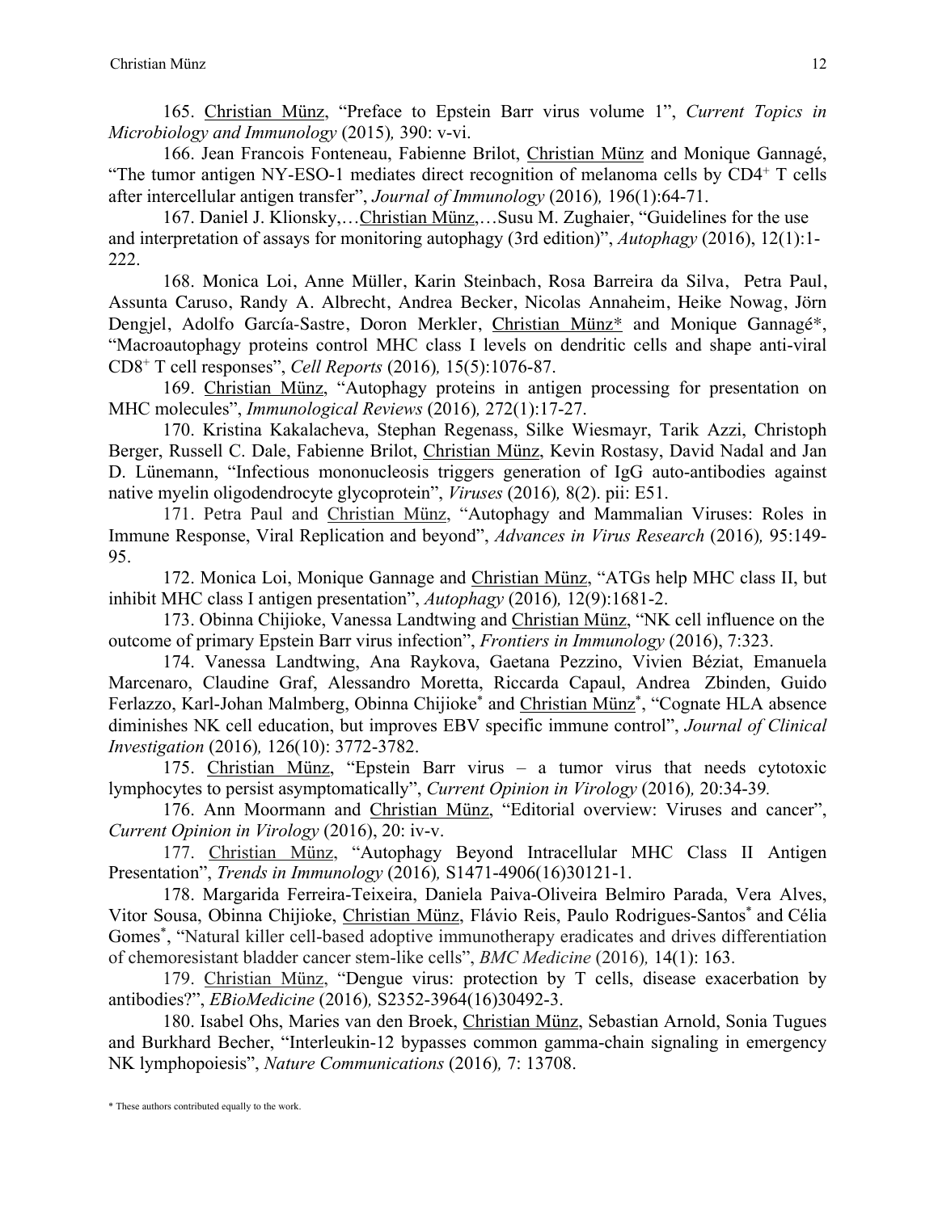165. Christian Münz, "Preface to Epstein Barr virus volume 1", *Current Topics in Microbiology and Immunology* (2015)*,* 390: v-vi.

166. Jean Francois Fonteneau, Fabienne Brilot, Christian Münz and Monique Gannagé, "The tumor antigen NY-ESO-1 mediates direct recognition of melanoma cells by $CD4^+$ T cells after intercellular antigen transfer", *Journal of Immunology* (2016)*,* 196(1):64-71.

167. Daniel J. Klionsky,…Christian Münz,…Susu M. Zughaier, "Guidelines for the use and interpretation of assays for monitoring autophagy (3rd edition)", *Autophagy* (2016), 12(1):1-222.

168. Monica Loi, Anne Müller, Karin Steinbach, Rosa Barreira da Silva, Petra Paul, Assunta Caruso, Randy A. Albrecht, Andrea Becker, Nicolas Annaheim, Heike Nowag, Jörn Dengjel, Adolfo García-Sastre, Doron Merkler, Christian Münz* and Monique Gannagé*, "Macroautophagy proteins control MHC class I levels on dendritic cells and shape anti-viral $CD8^+$ T cell responses", *Cell Reports* (2016)*,* 15(5):1076-87.

169. Christian Münz, "Autophagy proteins in antigen processing for presentation on MHC molecules", *Immunological Reviews* (2016)*,* 272(1):17-27.

170. Kristina Kakalacheva, Stephan Regenass, Silke Wiesmayr, Tarik Azzi, Christoph Berger, Russell C. Dale, Fabienne Brilot, Christian Münz, Kevin Rostasy, David Nadal and Jan D. Lünemann, "Infectious mononucleosis triggers generation of IgG auto-antibodies against native myelin oligodendrocyte glycoprotein", *Viruses* (2016)*,* 8(2). pii: E51.

171. Petra Paul and Christian Münz, "Autophagy and Mammalian Viruses: Roles in Immune Response, Viral Replication and beyond", *Advances in Virus Research* (2016)*,* 95:149-95.

172. Monica Loi, Monique Gannage and Christian Münz, "ATGs help MHC class II, but inhibit MHC class I antigen presentation", *Autophagy* (2016)*,* 12(9):1681-2.

173. Obinna Chijioke, Vanessa Landtwing and Christian Münz, "NK cell influence on the outcome of primary Epstein Barr virus infection", *Frontiers in Immunology* (2016), 7:323.

174. Vanessa Landtwing, Ana Raykova, Gaetana Pezzino, Vivien Béziat, Emanuela Marcenaro, Claudine Graf, Alessandro Moretta, Riccarda Capaul, Andrea Zbinden, Guido Ferlazzo, Karl-Johan Malmberg, Obinna Chijioke* and Christian Münz*, "Cognate HLA absence diminishes NK cell education, but improves EBV specific immune control", *Journal of Clinical Investigation* (2016)*,* 126(10): 3772-3782.

175. Christian Münz, "Epstein Barr virus – a tumor virus that needs cytotoxic lymphocytes to persist asymptomatically", *Current Opinion in Virology* (2016)*,* 20:34-39*.*

176. Ann Moormann and Christian Münz, "Editorial overview: Viruses and cancer", *Current Opinion in Virology* (2016), 20: iv-v.

177. Christian Münz, "Autophagy Beyond Intracellular MHC Class II Antigen Presentation", *Trends in Immunology* (2016)*,* S1471-4906(16)30121-1.

178. Margarida Ferreira-Teixeira, Daniela Paiva-Oliveira Belmiro Parada, Vera Alves, Vitor Sousa, Obinna Chijioke, Christian Münz, Flávio Reis, Paulo Rodrigues-Santos* and Célia Gomes*, "Natural killer cell-based adoptive immunotherapy eradicates and drives differentiation of chemoresistant bladder cancer stem-like cells", *BMC Medicine* (2016)*,* 14(1): 163.

179. Christian Münz, "Dengue virus: protection by T cells, disease exacerbation by antibodies?", *EBioMedicine* (2016)*,* S2352-3964(16)30492-3.

180. Isabel Ohs, Maries van den Broek, Christian Münz, Sebastian Arnold, Sonia Tugues and Burkhard Becher, "Interleukin-12 bypasses common gamma-chain signaling in emergency NK lymphopoiesis", *Nature Communications* (2016)*,* 7: 13708.

* These authors contributed equally to the work.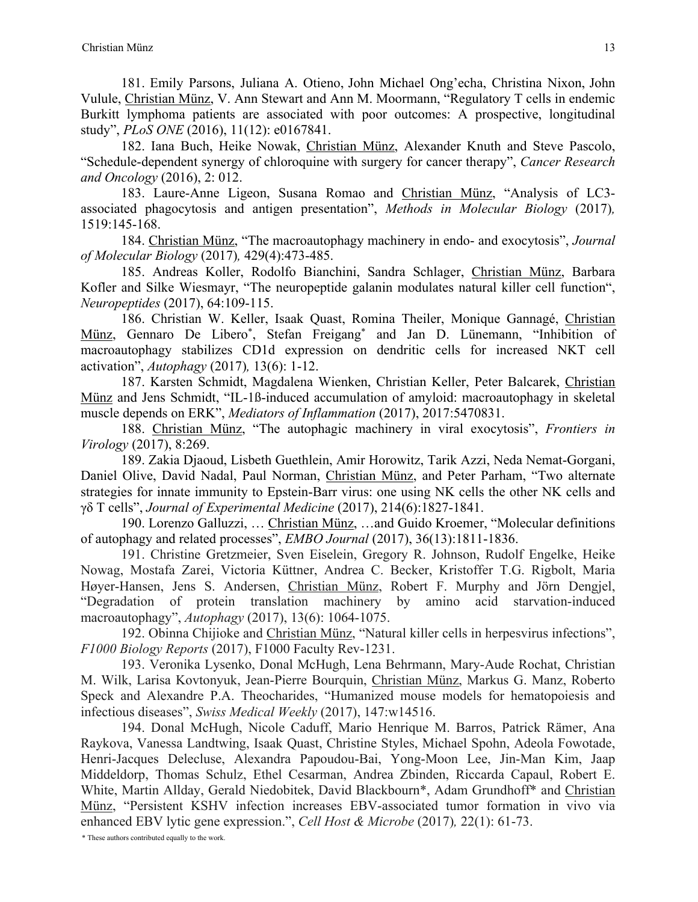181. Emily Parsons, Juliana A. Otieno, John Michael Ong'echa, Christina Nixon, John Vulule, Christian Münz, V. Ann Stewart and Ann M. Moormann, "Regulatory T cells in endemic Burkitt lymphoma patients are associated with poor outcomes: A prospective, longitudinal study", *PLoS ONE* (2016), 11(12): e0167841.

182. Iana Buch, Heike Nowak, Christian Münz, Alexander Knuth and Steve Pascolo, "Schedule-dependent synergy of chloroquine with surgery for cancer therapy", *Cancer Research and Oncology* (2016), 2: 012.

183. Laure-Anne Ligeon, Susana Romao and Christian Münz, "Analysis of LC3-associated phagocytosis and antigen presentation", *Methods in Molecular Biology* (2017), 1519:145-168.

184. Christian Münz, "The macroautophagy machinery in endo- and exocytosis", *Journal of Molecular Biology* (2017), 429(4):473-485.

185. Andreas Koller, Rodolfo Bianchini, Sandra Schlager, Christian Münz, Barbara Kofler and Silke Wiesmayr, "The neuropeptide galanin modulates natural killer cell function", *Neuropeptides* (2017), 64:109-115.

186. Christian W. Keller, Isaak Quast, Romina Theiler, Monique Gannagé, Christian Münz, Gennaro De Libero*, Stefan Freigang* and Jan D. Lünemann, "Inhibition of macroautophagy stabilizes CD1d expression on dendritic cells for increased NKT cell activation", *Autophagy* (2017), 13(6): 1-12.

187. Karsten Schmidt, Magdalena Wienken, Christian Keller, Peter Balcarek, Christian Münz and Jens Schmidt, "IL-1ß-induced accumulation of amyloid: macroautophagy in skeletal muscle depends on ERK", *Mediators of Inflammation* (2017), 2017:5470831.

188. Christian Münz, "The autophagic machinery in viral exocytosis", *Frontiers in Virology* (2017), 8:269.

189. Zakia Djaoud, Lisbeth Guethlein, Amir Horowitz, Tarik Azzi, Neda Nemat-Gorgani, Daniel Olive, David Nadal, Paul Norman, Christian Münz, and Peter Parham, "Two alternate strategies for innate immunity to Epstein-Barr virus: one using NK cells the other NK cells and γδ T cells", *Journal of Experimental Medicine* (2017), 214(6):1827-1841.

190. Lorenzo Galluzzi, … Christian Münz, …and Guido Kroemer, "Molecular definitions of autophagy and related processes", *EMBO Journal* (2017), 36(13):1811-1836.

191. Christine Gretzmeier, Sven Eiselein, Gregory R. Johnson, Rudolf Engelke, Heike Nowag, Mostafa Zarei, Victoria Küttner, Andrea C. Becker, Kristoffer T.G. Rigbolt, Maria Høyer-Hansen, Jens S. Andersen, Christian Münz, Robert F. Murphy and Jörn Dengjel, "Degradation of protein translation machinery by amino acid starvation-induced macroautophagy", *Autophagy* (2017), 13(6): 1064-1075.

192. Obinna Chijioke and Christian Münz, "Natural killer cells in herpesvirus infections", *F1000 Biology Reports* (2017), F1000 Faculty Rev-1231.

193. Veronika Lysenko, Donal McHugh, Lena Behrmann, Mary-Aude Rochat, Christian M. Wilk, Larisa Kovtonyuk, Jean-Pierre Bourquin, Christian Münz, Markus G. Manz, Roberto Speck and Alexandre P.A. Theocharides, "Humanized mouse models for hematopoiesis and infectious diseases", *Swiss Medical Weekly* (2017), 147:w14516.

194. Donal McHugh, Nicole Caduff, Mario Henrique M. Barros, Patrick Rämer, Ana Raykova, Vanessa Landtwing, Isaak Quast, Christine Styles, Michael Spohn, Adeola Fowotade, Henri-Jacques Delecluse, Alexandra Papoudou-Bai, Yong-Moon Lee, Jin-Man Kim, Jaap Middeldorp, Thomas Schulz, Ethel Cesarman, Andrea Zbinden, Riccarda Capaul, Robert E. White, Martin Allday, Gerald Niedobitek, David Blackbourn*, Adam Grundhoff* and Christian Münz, "Persistent KSHV infection increases EBV-associated tumor formation in vivo via enhanced EBV lytic gene expression.", *Cell Host & Microbe* (2017), 22(1): 61-73.

\* These authors contributed equally to the work.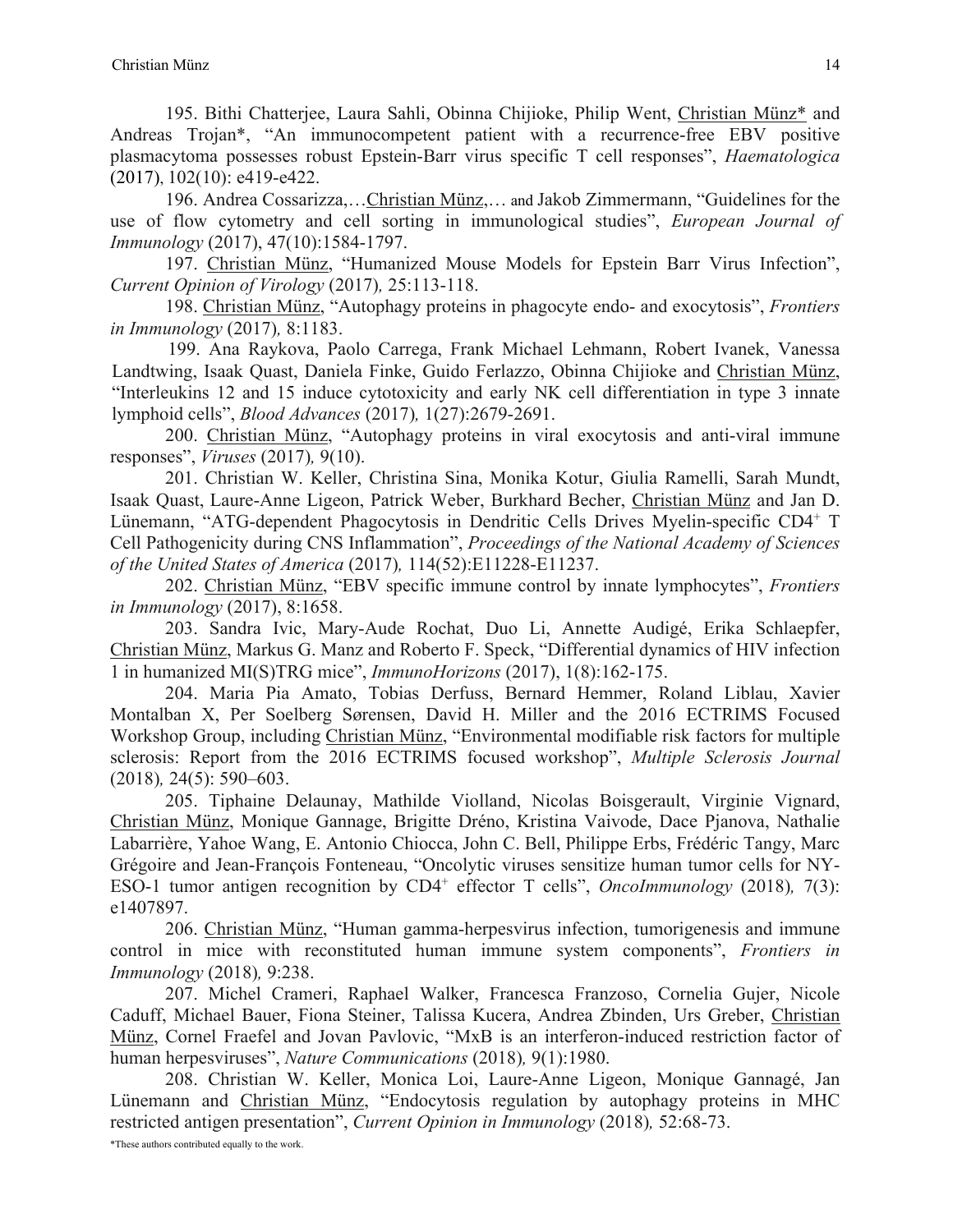195. Bithi Chatterjee, Laura Sahli, Obinna Chijioke, Philip Went, Christian Münz* and Andreas Trojan*, "An immunocompetent patient with a recurrence-free EBV positive plasmacytoma possesses robust Epstein-Barr virus specific T cell responses", *Haematologica* (2017), 102(10): e419-e422.

196. Andrea Cossarizza,…Christian Münz,… and Jakob Zimmermann, "Guidelines for the use of flow cytometry and cell sorting in immunological studies", *European Journal of Immunology* (2017), 47(10):1584-1797.

197. Christian Münz, "Humanized Mouse Models for Epstein Barr Virus Infection", *Current Opinion of Virology* (2017), 25:113-118.

198. Christian Münz, "Autophagy proteins in phagocyte endo- and exocytosis", *Frontiers in Immunology* (2017), 8:1183.

199. Ana Raykova, Paolo Carrega, Frank Michael Lehmann, Robert Ivanek, Vanessa Landtwing, Isaak Quast, Daniela Finke, Guido Ferlazzo, Obinna Chijioke and Christian Münz, "Interleukins 12 and 15 induce cytotoxicity and early NK cell differentiation in type 3 innate lymphoid cells", *Blood Advances* (2017), 1(27):2679-2691.

200. Christian Münz, "Autophagy proteins in viral exocytosis and anti-viral immune responses", *Viruses* (2017), 9(10).

201. Christian W. Keller, Christina Sina, Monika Kotur, Giulia Ramelli, Sarah Mundt, Isaak Quast, Laure-Anne Ligeon, Patrick Weber, Burkhard Becher, Christian Münz and Jan D. Lünemann, "ATG-dependent Phagocytosis in Dendritic Cells Drives Myelin-specific $CD4^+$ T Cell Pathogenicity during CNS Inflammation", *Proceedings of the National Academy of Sciences of the United States of America* (2017), 114(52):E11228-E11237.

202. Christian Münz, "EBV specific immune control by innate lymphocytes", *Frontiers in Immunology* (2017), 8:1658.

203. Sandra Ivic, Mary-Aude Rochat, Duo Li, Annette Audigé, Erika Schlaepfer, Christian Münz, Markus G. Manz and Roberto F. Speck, "Differential dynamics of HIV infection 1 in humanized MI(S)TRG mice", *ImmunoHorizons* (2017), 1(8):162-175.

204. Maria Pia Amato, Tobias Derfuss, Bernard Hemmer, Roland Liblau, Xavier Montalban X, Per Soelberg Sørensen, David H. Miller and the 2016 ECTRIMS Focused Workshop Group, including Christian Münz, "Environmental modifiable risk factors for multiple sclerosis: Report from the 2016 ECTRIMS focused workshop", *Multiple Sclerosis Journal* (2018), 24(5): 590–603.

205. Tiphaine Delaunay, Mathilde Violland, Nicolas Boisgerault, Virginie Vignard, Christian Münz, Monique Gannage, Brigitte Dréno, Kristina Vaivode, Dace Pjanova, Nathalie Labarrière, Yahoe Wang, E. Antonio Chiocca, John C. Bell, Philippe Erbs, Frédéric Tangy, Marc Grégoire and Jean-François Fonteneau, "Oncolytic viruses sensitize human tumor cells for NY-ESO-1 tumor antigen recognition by $CD4^+$ effector T cells", *OncoImmunology* (2018), 7(3): e1407897.

206. Christian Münz, "Human gamma-herpesvirus infection, tumorigenesis and immune control in mice with reconstituted human immune system components", *Frontiers in Immunology* (2018), 9:238.

207. Michel Crameri, Raphael Walker, Francesca Franzoso, Cornelia Gujer, Nicole Caduff, Michael Bauer, Fiona Steiner, Talissa Kucera, Andrea Zbinden, Urs Greber, Christian Münz, Cornel Fraefel and Jovan Pavlovic, "MxB is an interferon-induced restriction factor of human herpesviruses", *Nature Communications* (2018), 9(1):1980.

208. Christian W. Keller, Monica Loi, Laure-Anne Ligeon, Monique Gannagé, Jan Lünemann and Christian Münz, "Endocytosis regulation by autophagy proteins in MHC restricted antigen presentation", *Current Opinion in Immunology* (2018), 52:68-73.

*These authors contributed equally to the work.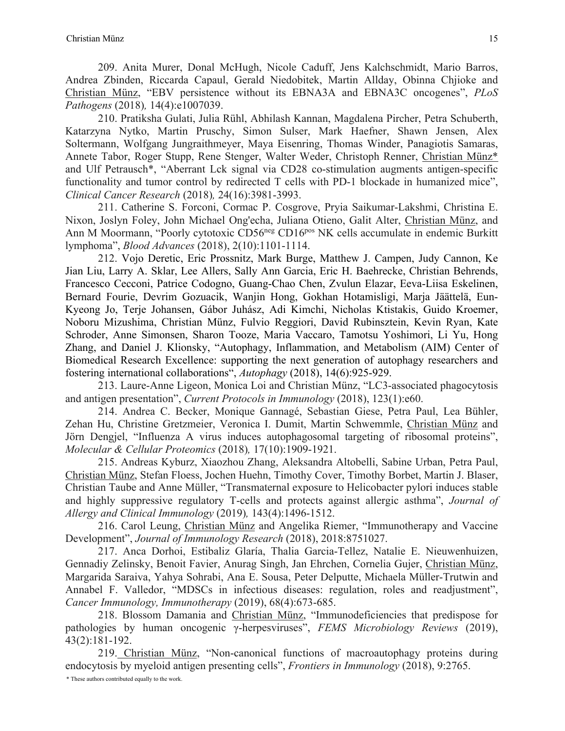209. Anita Murer, Donal McHugh, Nicole Caduff, Jens Kalchschmidt, Mario Barros, Andrea Zbinden, Riccarda Capaul, Gerald Niedobitek, Martin Allday, Obinna Chjioke and Christian Münz, "EBV persistence without its EBNA3A and EBNA3C oncogenes", *PLoS Pathogens* (2018), 14(4):e1007039.

210. Pratiksha Gulati, Julia Rühl, Abhilash Kannan, Magdalena Pircher, Petra Schuberth, Katarzyna Nytko, Martin Pruschy, Simon Sulser, Mark Haefner, Shawn Jensen, Alex Soltermann, Wolfgang Jungraithmeyer, Maya Eisenring, Thomas Winder, Panagiotis Samaras, Annete Tabor, Roger Stupp, Rene Stenger, Walter Weder, Christoph Renner, Christian Münz* and Ulf Petrausch*, "Aberrant Lck signal via CD28 co-stimulation augments antigen-specific functionality and tumor control by redirected T cells with PD-1 blockade in humanized mice", *Clinical Cancer Research* (2018), 24(16):3981-3993.

211. Catherine S. Forconi, Cormac P. Cosgrove, Pryia Saikumar-Lakshmi, Christina E. Nixon, Joslyn Foley, John Michael Ong'echa, Juliana Otieno, Galit Alter, Christian Münz, and Ann M Moormann, "Poorly cytotoxic CD56$^{neg}$ CD16$^{pos}$ NK cells accumulate in endemic Burkitt lymphoma", *Blood Advances* (2018), 2(10):1101-1114.

212. Vojo Deretic, Eric Prossnitz, Mark Burge, Matthew J. Campen, Judy Cannon, Ke Jian Liu, Larry A. Sklar, Lee Allers, Sally Ann Garcia, Eric H. Baehrecke, Christian Behrends, Francesco Cecconi, Patrice Codogno, Guang-Chao Chen, Zvulun Elazar, Eeva-Liisa Eskelinen, Bernard Fourie, Devrim Gozuacik, Wanjin Hong, Gokhan Hotamisligi, Marja Jäättelä, Eun-Kyeong Jo, Terje Johansen, Gábor Juhász, Adi Kimchi, Nicholas Ktistakis, Guido Kroemer, Noboru Mizushima, Christian Münz, Fulvio Reggiori, David Rubinsztein, Kevin Ryan, Kate Schroder, Anne Simonsen, Sharon Tooze, Maria Vaccaro, Tamotsu Yoshimori, Li Yu, Hong Zhang, and Daniel J. Klionsky, "Autophagy, Inflammation, and Metabolism (AIM) Center of Biomedical Research Excellence: supporting the next generation of autophagy researchers and fostering international collaborations", *Autophagy* (2018), 14(6):925-929.

213. Laure-Anne Ligeon, Monica Loi and Christian Münz, "LC3-associated phagocytosis and antigen presentation", *Current Protocols in Immunology* (2018), 123(1):e60.

214. Andrea C. Becker, Monique Gannagé, Sebastian Giese, Petra Paul, Lea Bühler, Zehan Hu, Christine Gretzmeier, Veronica I. Dumit, Martin Schwemmle, Christian Münz and Jörn Dengjel, "Influenza A virus induces autophagosomal targeting of ribosomal proteins", *Molecular & Cellular Proteomics* (2018), 17(10):1909-1921.

215. Andreas Kyburz, Xiaozhou Zhang, Aleksandra Altobelli, Sabine Urban, Petra Paul, Christian Münz, Stefan Floess, Jochen Huehn, Timothy Cover, Timothy Borbet, Martin J. Blaser, Christian Taube and Anne Müller, "Transmaternal exposure to Helicobacter pylori induces stable and highly suppressive regulatory T-cells and protects against allergic asthma", *Journal of Allergy and Clinical Immunology* (2019), 143(4):1496-1512.

216. Carol Leung, Christian Münz and Angelika Riemer, "Immunotherapy and Vaccine Development", *Journal of Immunology Research* (2018), 2018:8751027.

217. Anca Dorhoi, Estibaliz Glaría, Thalia Garcia-Tellez, Natalie E. Nieuwenhuizen, Gennadiy Zelinsky, Benoit Favier, Anurag Singh, Jan Ehrchen, Cornelia Gujer, Christian Münz, Margarida Saraiva, Yahya Sohrabi, Ana E. Sousa, Peter Delputte, Michaela Müller-Trutwin and Annabel F. Valledor, "MDSCs in infectious diseases: regulation, roles and readjustment", *Cancer Immunology, Immunotherapy* (2019), 68(4):673-685.

218. Blossom Damania and Christian Münz, "Immunodeficiencies that predispose for pathologies by human oncogenic γ-herpesviruses", *FEMS Microbiology Reviews* (2019), 43(2):181-192.

219. Christian Münz, "Non-canonical functions of macroautophagy proteins during endocytosis by myeloid antigen presenting cells", *Frontiers in Immunology* (2018), 9:2765.

\* These authors contributed equally to the work.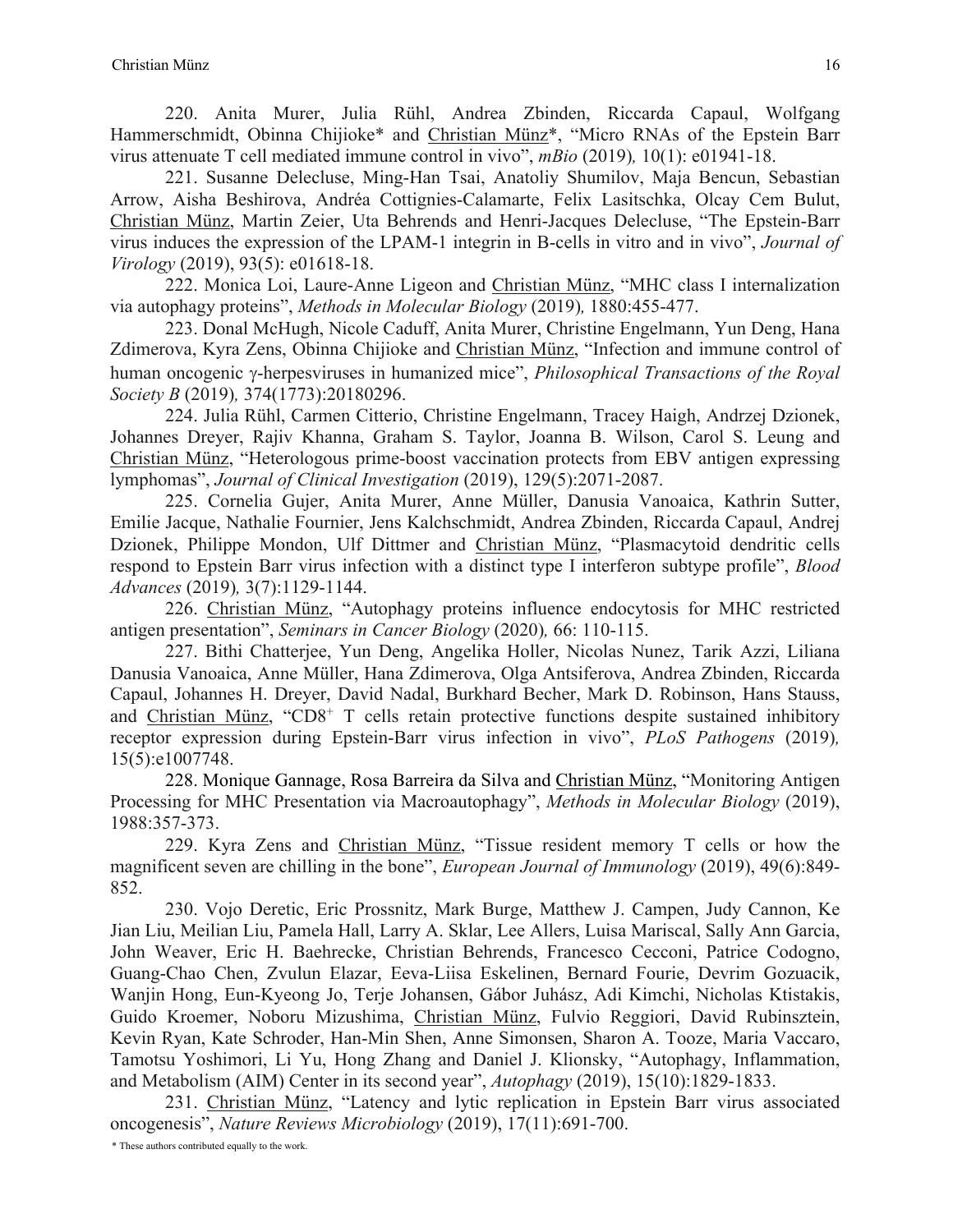220. Anita Murer, Julia Rühl, Andrea Zbinden, Riccarda Capaul, Wolfgang Hammerschmidt, Obinna Chijioke* and Christian Münz*, "Micro RNAs of the Epstein Barr virus attenuate T cell mediated immune control in vivo", *mBio* (2019), 10(1): e01941-18.

221. Susanne Delecluse, Ming-Han Tsai, Anatoliy Shumilov, Maja Bencun, Sebastian Arrow, Aisha Beshirova, Andréa Cottignies-Calamarte, Felix Lasitschka, Olcay Cem Bulut, Christian Münz, Martin Zeier, Uta Behrends and Henri-Jacques Delecluse, "The Epstein-Barr virus induces the expression of the LPAM-1 integrin in B-cells in vitro and in vivo", *Journal of Virology* (2019), 93(5): e01618-18.

222. Monica Loi, Laure-Anne Ligeon and Christian Münz, "MHC class I internalization via autophagy proteins", *Methods in Molecular Biology* (2019), 1880:455-477.

223. Donal McHugh, Nicole Caduff, Anita Murer, Christine Engelmann, Yun Deng, Hana Zdimerova, Kyra Zens, Obinna Chijioke and Christian Münz, "Infection and immune control of human oncogenic γ-herpesviruses in humanized mice", *Philosophical Transactions of the Royal Society B* (2019), 374(1773):20180296.

224. Julia Rühl, Carmen Citterio, Christine Engelmann, Tracey Haigh, Andrzej Dzionek, Johannes Dreyer, Rajiv Khanna, Graham S. Taylor, Joanna B. Wilson, Carol S. Leung and Christian Münz, "Heterologous prime-boost vaccination protects from EBV antigen expressing lymphomas", *Journal of Clinical Investigation* (2019), 129(5):2071-2087.

225. Cornelia Gujer, Anita Murer, Anne Müller, Danusia Vanoaica, Kathrin Sutter, Emilie Jacque, Nathalie Fournier, Jens Kalchschmidt, Andrea Zbinden, Riccarda Capaul, Andrej Dzionek, Philippe Mondon, Ulf Dittmer and Christian Münz, "Plasmacytoid dendritic cells respond to Epstein Barr virus infection with a distinct type I interferon subtype profile", *Blood Advances* (2019), 3(7):1129-1144.

226. Christian Münz, "Autophagy proteins influence endocytosis for MHC restricted antigen presentation", *Seminars in Cancer Biology* (2020), 66: 110-115.

227. Bithi Chatterjee, Yun Deng, Angelika Holler, Nicolas Nunez, Tarik Azzi, Liliana Danusia Vanoaica, Anne Müller, Hana Zdimerova, Olga Antsiferova, Andrea Zbinden, Riccarda Capaul, Johannes H. Dreyer, David Nadal, Burkhard Becher, Mark D. Robinson, Hans Stauss, and Christian Münz, "$CD8^+$ T cells retain protective functions despite sustained inhibitory receptor expression during Epstein-Barr virus infection in vivo", *PLoS Pathogens* (2019), 15(5):e1007748.

228. Monique Gannage, Rosa Barreira da Silva and Christian Münz, "Monitoring Antigen Processing for MHC Presentation via Macroautophagy", *Methods in Molecular Biology* (2019), 1988:357-373.

229. Kyra Zens and Christian Münz, "Tissue resident memory T cells or how the magnificent seven are chilling in the bone", *European Journal of Immunology* (2019), 49(6):849-852.

230. Vojo Deretic, Eric Prossnitz, Mark Burge, Matthew J. Campen, Judy Cannon, Ke Jian Liu, Meilian Liu, Pamela Hall, Larry A. Sklar, Lee Allers, Luisa Mariscal, Sally Ann Garcia, John Weaver, Eric H. Baehrecke, Christian Behrends, Francesco Cecconi, Patrice Codogno, Guang-Chao Chen, Zvulun Elazar, Eeva-Liisa Eskelinen, Bernard Fourie, Devrim Gozuacik, Wanjin Hong, Eun-Kyeong Jo, Terje Johansen, Gábor Juhász, Adi Kimchi, Nicholas Ktistakis, Guido Kroemer, Noboru Mizushima, Christian Münz, Fulvio Reggiori, David Rubinsztein, Kevin Ryan, Kate Schroder, Han-Min Shen, Anne Simonsen, Sharon A. Tooze, Maria Vaccaro, Tamotsu Yoshimori, Li Yu, Hong Zhang and Daniel J. Klionsky, "Autophagy, Inflammation, and Metabolism (AIM) Center in its second year", *Autophagy* (2019), 15(10):1829-1833.

231. Christian Münz, "Latency and lytic replication in Epstein Barr virus associated oncogenesis", *Nature Reviews Microbiology* (2019), 17(11):691-700.

* These authors contributed equally to the work.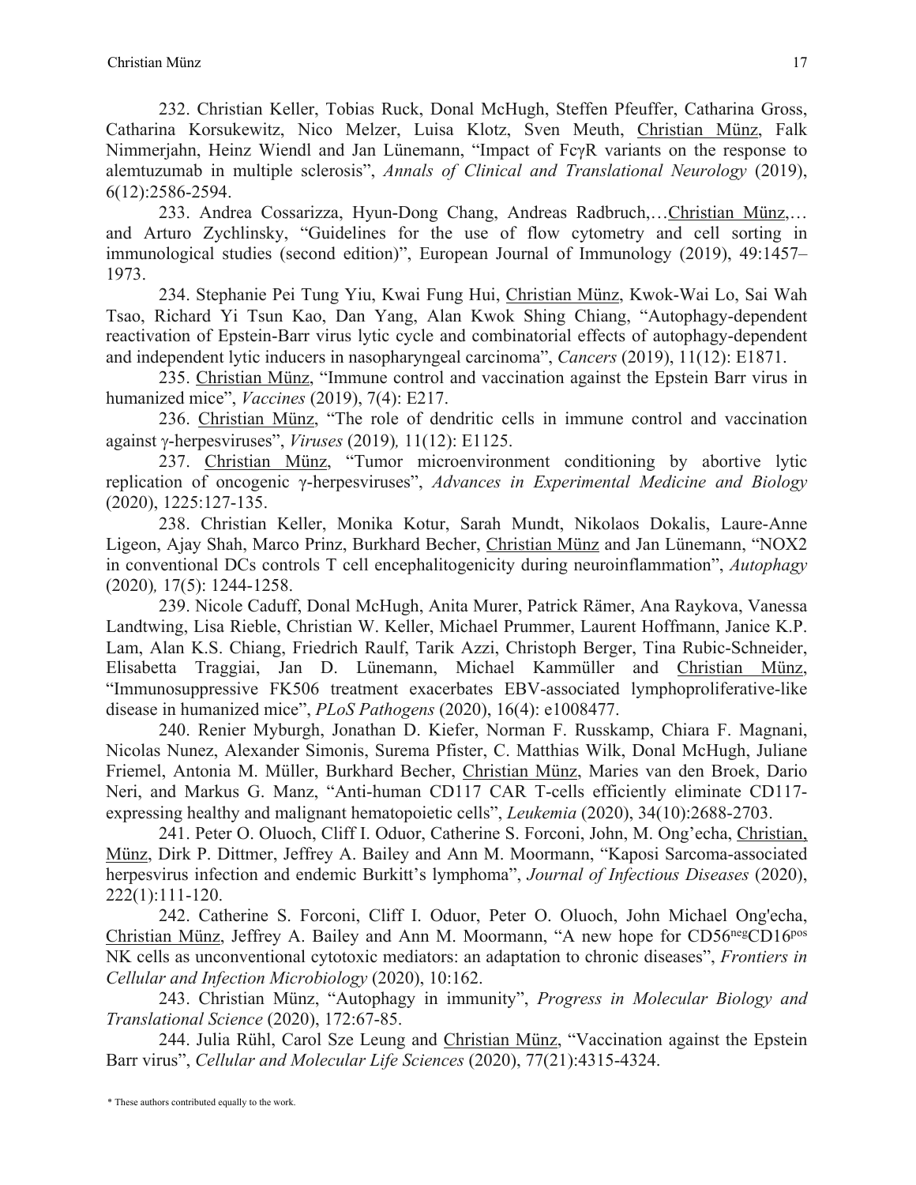232. Christian Keller, Tobias Ruck, Donal McHugh, Steffen Pfeuffer, Catharina Gross, Catharina Korsukewitz, Nico Melzer, Luisa Klotz, Sven Meuth, Christian Münz, Falk Nimmerjahn, Heinz Wiendl and Jan Lünemann, "Impact of FcγR variants on the response to alemtuzumab in multiple sclerosis", *Annals of Clinical and Translational Neurology* (2019), 6(12):2586-2594.

233. Andrea Cossarizza, Hyun-Dong Chang, Andreas Radbruch,…Christian Münz,… and Arturo Zychlinsky, "Guidelines for the use of flow cytometry and cell sorting in immunological studies (second edition)", European Journal of Immunology (2019), 49:1457–1973.

234. Stephanie Pei Tung Yiu, Kwai Fung Hui, Christian Münz, Kwok-Wai Lo, Sai Wah Tsao, Richard Yi Tsun Kao, Dan Yang, Alan Kwok Shing Chiang, "Autophagy-dependent reactivation of Epstein-Barr virus lytic cycle and combinatorial effects of autophagy-dependent and independent lytic inducers in nasopharyngeal carcinoma", *Cancers* (2019), 11(12): E1871.

235. Christian Münz, "Immune control and vaccination against the Epstein Barr virus in humanized mice", *Vaccines* (2019), 7(4): E217.

236. Christian Münz, "The role of dendritic cells in immune control and vaccination against γ-herpesviruses", *Viruses* (2019), 11(12): E1125.

237. Christian Münz, "Tumor microenvironment conditioning by abortive lytic replication of oncogenic γ-herpesviruses", *Advances in Experimental Medicine and Biology* (2020), 1225:127-135.

238. Christian Keller, Monika Kotur, Sarah Mundt, Nikolaos Dokalis, Laure-Anne Ligeon, Ajay Shah, Marco Prinz, Burkhard Becher, Christian Münz and Jan Lünemann, "NOX2 in conventional DCs controls T cell encephalitogenicity during neuroinflammation", *Autophagy* (2020), 17(5): 1244-1258.

239. Nicole Caduff, Donal McHugh, Anita Murer, Patrick Rämer, Ana Raykova, Vanessa Landtwing, Lisa Rieble, Christian W. Keller, Michael Prummer, Laurent Hoffmann, Janice K.P. Lam, Alan K.S. Chiang, Friedrich Raulf, Tarik Azzi, Christoph Berger, Tina Rubic-Schneider, Elisabetta Traggiai, Jan D. Lünemann, Michael Kammüller and Christian Münz, "Immunosuppressive FK506 treatment exacerbates EBV-associated lymphoproliferative-like disease in humanized mice", *PLoS Pathogens* (2020), 16(4): e1008477.

240. Renier Myburgh, Jonathan D. Kiefer, Norman F. Russkamp, Chiara F. Magnani, Nicolas Nunez, Alexander Simonis, Surema Pfister, C. Matthias Wilk, Donal McHugh, Juliane Friemel, Antonia M. Müller, Burkhard Becher, Christian Münz, Maries van den Broek, Dario Neri, and Markus G. Manz, "Anti-human CD117 CAR T-cells efficiently eliminate CD117-expressing healthy and malignant hematopoietic cells", *Leukemia* (2020), 34(10):2688-2703.

241. Peter O. Oluoch, Cliff I. Oduor, Catherine S. Forconi, John, M. Ong'echa, Christian, Münz, Dirk P. Dittmer, Jeffrey A. Bailey and Ann M. Moormann, "Kaposi Sarcoma-associated herpesvirus infection and endemic Burkitt's lymphoma", *Journal of Infectious Diseases* (2020), 222(1):111-120.

242. Catherine S. Forconi, Cliff I. Oduor, Peter O. Oluoch, John Michael Ong'echa, Christian Münz, Jeffrey A. Bailey and Ann M. Moormann, "A new hope for $CD56^{neg}CD16^{pos}$ NK cells as unconventional cytotoxic mediators: an adaptation to chronic diseases", *Frontiers in Cellular and Infection Microbiology* (2020), 10:162.

243. Christian Münz, "Autophagy in immunity", *Progress in Molecular Biology and Translational Science* (2020), 172:67-85.

244. Julia Rühl, Carol Sze Leung and Christian Münz, "Vaccination against the Epstein Barr virus", *Cellular and Molecular Life Sciences* (2020), 77(21):4315-4324.

* These authors contributed equally to the work.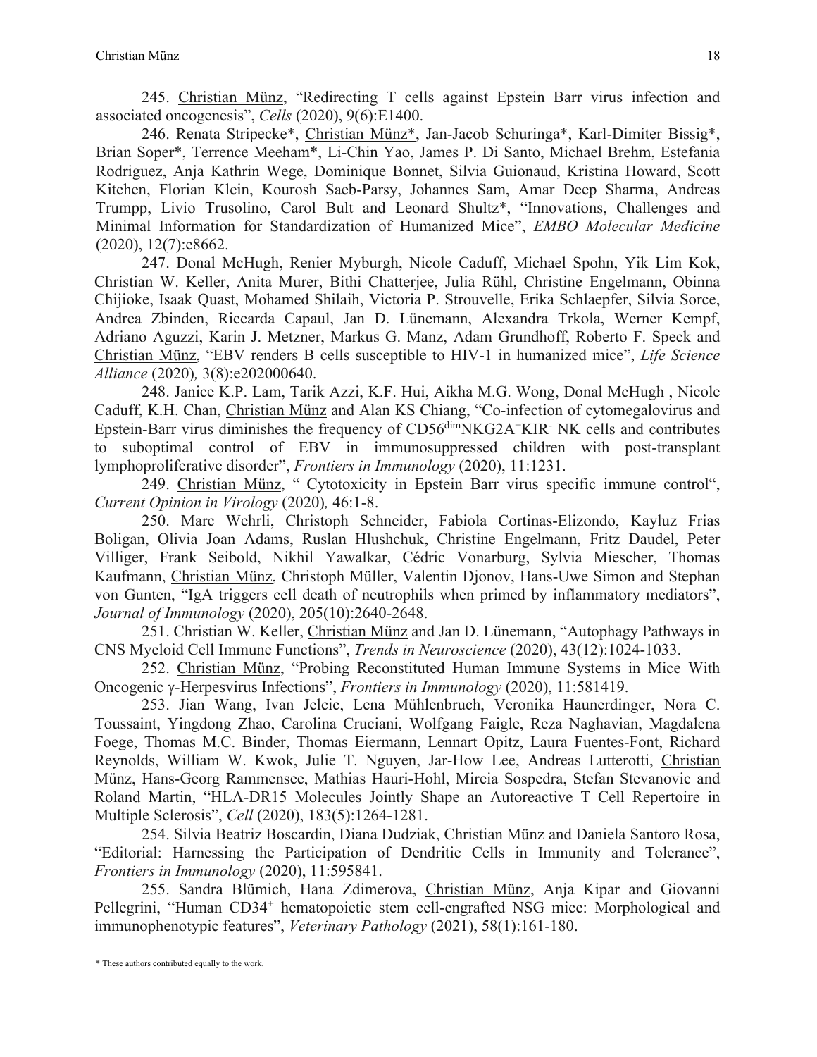245. Christian Münz, "Redirecting T cells against Epstein Barr virus infection and associated oncogenesis", *Cells* (2020), 9(6):E1400.

246. Renata Stripecke*, Christian Münz*, Jan-Jacob Schuringa*, Karl-Dimiter Bissig*, Brian Soper*, Terrence Meeham*, Li-Chin Yao, James P. Di Santo, Michael Brehm, Estefania Rodriguez, Anja Kathrin Wege, Dominique Bonnet, Silvia Guionaud, Kristina Howard, Scott Kitchen, Florian Klein, Kourosh Saeb-Parsy, Johannes Sam, Amar Deep Sharma, Andreas Trumpp, Livio Trusolino, Carol Bult and Leonard Shultz*, "Innovations, Challenges and Minimal Information for Standardization of Humanized Mice", *EMBO Molecular Medicine* (2020), 12(7):e8662.

247. Donal McHugh, Renier Myburgh, Nicole Caduff, Michael Spohn, Yik Lim Kok, Christian W. Keller, Anita Murer, Bithi Chatterjee, Julia Rühl, Christine Engelmann, Obinna Chijioke, Isaak Quast, Mohamed Shilaih, Victoria P. Strouvelle, Erika Schlaepfer, Silvia Sorce, Andrea Zbinden, Riccarda Capaul, Jan D. Lünemann, Alexandra Trkola, Werner Kempf, Adriano Aguzzi, Karin J. Metzner, Markus G. Manz, Adam Grundhoff, Roberto F. Speck and Christian Münz, "EBV renders B cells susceptible to HIV-1 in humanized mice", *Life Science Alliance* (2020), 3(8):e202000640.

248. Janice K.P. Lam, Tarik Azzi, K.F. Hui, Aikha M.G. Wong, Donal McHugh , Nicole Caduff, K.H. Chan, Christian Münz and Alan KS Chiang, "Co-infection of cytomegalovirus and Epstein-Barr virus diminishes the frequency of $CD56^{dim}NKG2A^{+}KIR^{-}$ NK cells and contributes to suboptimal control of EBV in immunosuppressed children with post-transplant lymphoproliferative disorder", *Frontiers in Immunology* (2020), 11:1231.

249. Christian Münz, " Cytotoxicity in Epstein Barr virus specific immune control", *Current Opinion in Virology* (2020), 46:1-8.

250. Marc Wehrli, Christoph Schneider, Fabiola Cortinas-Elizondo, Kayluz Frias Boligan, Olivia Joan Adams, Ruslan Hlushchuk, Christine Engelmann, Fritz Daudel, Peter Villiger, Frank Seibold, Nikhil Yawalkar, Cédric Vonarburg, Sylvia Miescher, Thomas Kaufmann, Christian Münz, Christoph Müller, Valentin Djonov, Hans-Uwe Simon and Stephan von Gunten, "IgA triggers cell death of neutrophils when primed by inflammatory mediators", *Journal of Immunology* (2020), 205(10):2640-2648.

251. Christian W. Keller, Christian Münz and Jan D. Lünemann, "Autophagy Pathways in CNS Myeloid Cell Immune Functions", *Trends in Neuroscience* (2020), 43(12):1024-1033.

252. Christian Münz, "Probing Reconstituted Human Immune Systems in Mice With Oncogenic γ-Herpesvirus Infections", *Frontiers in Immunology* (2020), 11:581419.

253. Jian Wang, Ivan Jelcic, Lena Mühlenbruch, Veronika Haunerdinger, Nora C. Toussaint, Yingdong Zhao, Carolina Cruciani, Wolfgang Faigle, Reza Naghavian, Magdalena Foege, Thomas M.C. Binder, Thomas Eiermann, Lennart Opitz, Laura Fuentes-Font, Richard Reynolds, William W. Kwok, Julie T. Nguyen, Jar-How Lee, Andreas Lutterotti, Christian Münz, Hans-Georg Rammensee, Mathias Hauri-Hohl, Mireia Sospedra, Stefan Stevanovic and Roland Martin, "HLA-DR15 Molecules Jointly Shape an Autoreactive T Cell Repertoire in Multiple Sclerosis", *Cell* (2020), 183(5):1264-1281.

254. Silvia Beatriz Boscardin, Diana Dudziak, Christian Münz and Daniela Santoro Rosa, "Editorial: Harnessing the Participation of Dendritic Cells in Immunity and Tolerance", *Frontiers in Immunology* (2020), 11:595841.

255. Sandra Blümich, Hana Zdimerova, Christian Münz, Anja Kipar and Giovanni Pellegrini, "Human $CD34^{+}$ hematopoietic stem cell-engrafted NSG mice: Morphological and immunophenotypic features", *Veterinary Pathology* (2021), 58(1):161-180.

\* These authors contributed equally to the work.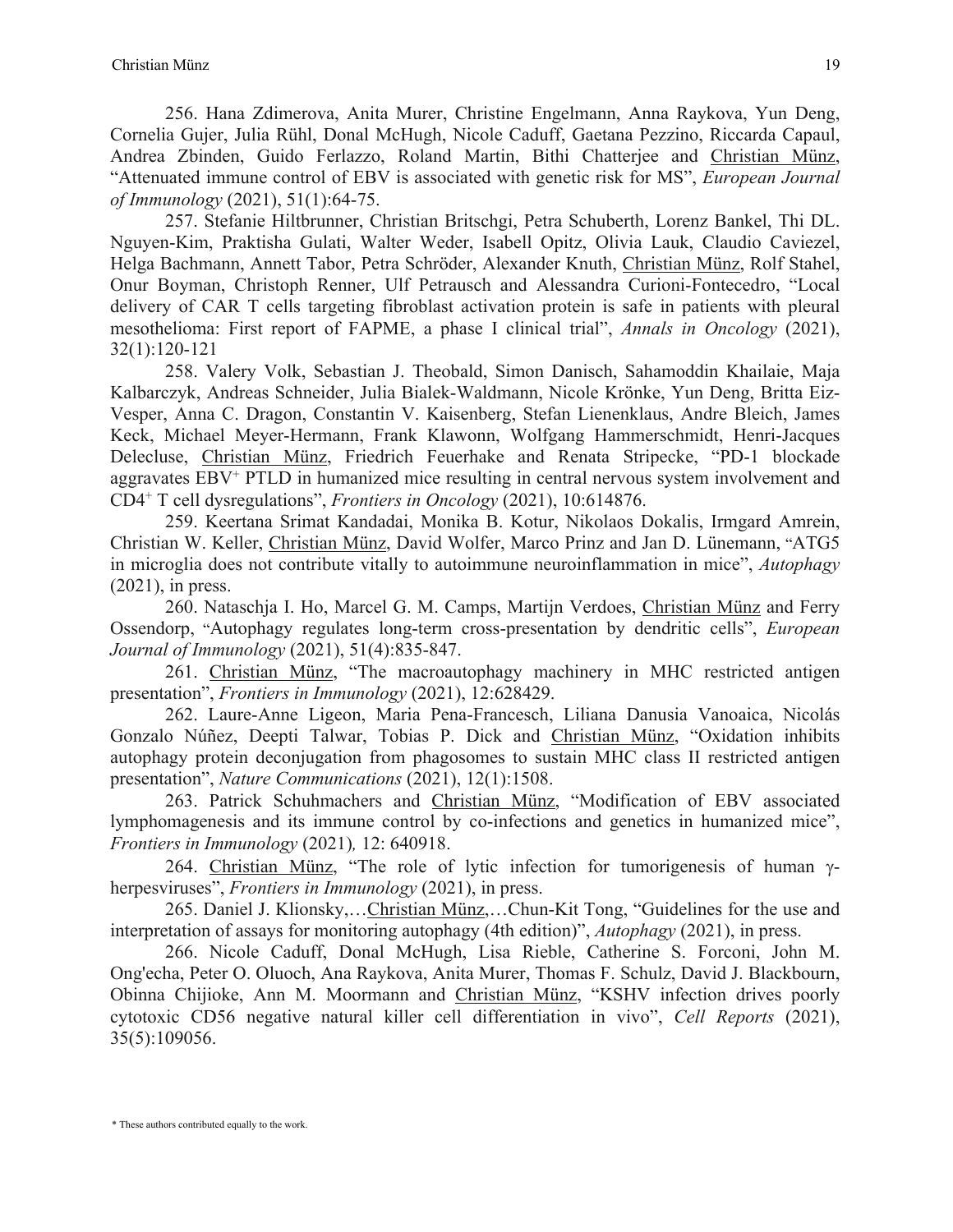256. Hana Zdimerova, Anita Murer, Christine Engelmann, Anna Raykova, Yun Deng, Cornelia Gujer, Julia Rühl, Donal McHugh, Nicole Caduff, Gaetana Pezzino, Riccarda Capaul, Andrea Zbinden, Guido Ferlazzo, Roland Martin, Bithi Chatterjee and Christian Münz, "Attenuated immune control of EBV is associated with genetic risk for MS", *European Journal of Immunology* (2021), 51(1):64-75.

257. Stefanie Hiltbrunner, Christian Britschgi, Petra Schuberth, Lorenz Bankel, Thi DL. Nguyen-Kim, Praktisha Gulati, Walter Weder, Isabell Opitz, Olivia Lauk, Claudio Caviezel, Helga Bachmann, Annett Tabor, Petra Schröder, Alexander Knuth, Christian Münz, Rolf Stahel, Onur Boyman, Christoph Renner, Ulf Petrausch and Alessandra Curioni-Fontecedro, "Local delivery of CAR T cells targeting fibroblast activation protein is safe in patients with pleural mesothelioma: First report of FAPME, a phase I clinical trial", *Annals in Oncology* (2021), 32(1):120-121

258. Valery Volk, Sebastian J. Theobald, Simon Danisch, Sahamoddin Khailaie, Maja Kalbarczyk, Andreas Schneider, Julia Bialek-Waldmann, Nicole Krönke, Yun Deng, Britta Eiz-Vesper, Anna C. Dragon, Constantin V. Kaisenberg, Stefan Lienenklaus, Andre Bleich, James Keck, Michael Meyer-Hermann, Frank Klawonn, Wolfgang Hammerschmidt, Henri-Jacques Delecluse, Christian Münz, Friedrich Feuerhake and Renata Stripecke, "PD-1 blockade aggravates $EBV^{+}$ PTLD in humanized mice resulting in central nervous system involvement and $CD4^{+}$ T cell dysregulations", *Frontiers in Oncology* (2021), 10:614876.

259. Keertana Srimat Kandadai, Monika B. Kotur, Nikolaos Dokalis, Irmgard Amrein, Christian W. Keller, Christian Münz, David Wolfer, Marco Prinz and Jan D. Lünemann, "ATG5 in microglia does not contribute vitally to autoimmune neuroinflammation in mice", *Autophagy* (2021), in press.

260. Nataschja I. Ho, Marcel G. M. Camps, Martijn Verdoes, Christian Münz and Ferry Ossendorp, "Autophagy regulates long-term cross-presentation by dendritic cells", *European Journal of Immunology* (2021), 51(4):835-847.

261. Christian Münz, "The macroautophagy machinery in MHC restricted antigen presentation", *Frontiers in Immunology* (2021), 12:628429.

262. Laure-Anne Ligeon, Maria Pena-Francesch, Liliana Danusia Vanoaica, Nicolás Gonzalo Núñez, Deepti Talwar, Tobias P. Dick and Christian Münz, "Oxidation inhibits autophagy protein deconjugation from phagosomes to sustain MHC class II restricted antigen presentation", *Nature Communications* (2021), 12(1):1508.

263. Patrick Schuhmachers and Christian Münz, "Modification of EBV associated lymphomagenesis and its immune control by co-infections and genetics in humanized mice", *Frontiers in Immunology* (2021), 12: 640918.

264. Christian Münz, "The role of lytic infection for tumorigenesis of human γ-herpesviruses", *Frontiers in Immunology* (2021), in press.

265. Daniel J. Klionsky,…Christian Münz,…Chun-Kit Tong, "Guidelines for the use and interpretation of assays for monitoring autophagy (4th edition)", *Autophagy* (2021), in press.

266. Nicole Caduff, Donal McHugh, Lisa Rieble, Catherine S. Forconi, John M. Ong'echa, Peter O. Oluoch, Ana Raykova, Anita Murer, Thomas F. Schulz, David J. Blackbourn, Obinna Chijioke, Ann M. Moormann and Christian Münz, "KSHV infection drives poorly cytotoxic CD56 negative natural killer cell differentiation in vivo", *Cell Reports* (2021), 35(5):109056.

* These authors contributed equally to the work.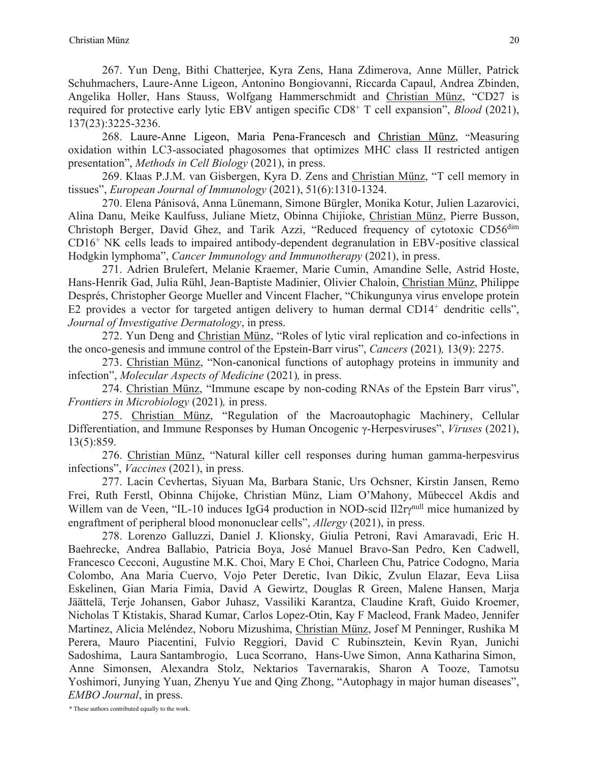267. Yun Deng, Bithi Chatterjee, Kyra Zens, Hana Zdimerova, Anne Müller, Patrick Schuhmachers, Laure-Anne Ligeon, Antonino Bongiovanni, Riccarda Capaul, Andrea Zbinden, Angelika Holler, Hans Stauss, Wolfgang Hammerschmidt and Christian Münz, "CD27 is required for protective early lytic EBV antigen specific $CD8^+$ T cell expansion", *Blood* (2021), 137(23):3225-3236.

268. Laure-Anne Ligeon, Maria Pena-Francesch and Christian Münz, "Measuring oxidation within LC3-associated phagosomes that optimizes MHC class II restricted antigen presentation", *Methods in Cell Biology* (2021), in press.

269. Klaas P.J.M. van Gisbergen, Kyra D. Zens and Christian Münz, "T cell memory in tissues", *European Journal of Immunology* (2021), 51(6):1310-1324.

270. Elena Pánisová, Anna Lünemann, Simone Bürgler, Monika Kotur, Julien Lazarovici, Alina Danu, Meike Kaulfuss, Juliane Mietz, Obinna Chijioke, Christian Münz, Pierre Busson, Christoph Berger, David Ghez, and Tarik Azzi, "Reduced frequency of cytotoxic $CD56^{dim}$ $CD16^+$ NK cells leads to impaired antibody-dependent degranulation in EBV-positive classical Hodgkin lymphoma", *Cancer Immunology and Immunotherapy* (2021), in press.

271. Adrien Brulefert, Melanie Kraemer, Marie Cumin, Amandine Selle, Astrid Hoste, Hans-Henrik Gad, Julia Rühl, Jean-Baptiste Madinier, Olivier Chaloin, Christian Münz, Philippe Desprès, Christopher George Mueller and Vincent Flacher, "Chikungunya virus envelope protein E2 provides a vector for targeted antigen delivery to human dermal $CD14^+$ dendritic cells", *Journal of Investigative Dermatology*, in press.

272. Yun Deng and Christian Münz, "Roles of lytic viral replication and co-infections in the onco-genesis and immune control of the Epstein-Barr virus", *Cancers* (2021), 13(9): 2275.

273. Christian Münz, "Non-canonical functions of autophagy proteins in immunity and infection", *Molecular Aspects of Medicine* (2021), in press.

274. Christian Münz, "Immune escape by non-coding RNAs of the Epstein Barr virus", *Frontiers in Microbiology* (2021), in press.

275. Christian Münz, "Regulation of the Macroautophagic Machinery, Cellular Differentiation, and Immune Responses by Human Oncogenic γ-Herpesviruses", *Viruses* (2021), 13(5):859.

276. Christian Münz, "Natural killer cell responses during human gamma-herpesvirus infections", *Vaccines* (2021), in press.

277. Lacin Cevhertas, Siyuan Ma, Barbara Stanic, Urs Ochsner, Kirstin Jansen, Remo Frei, Ruth Ferstl, Obinna Chijoke, Christian Münz, Liam O'Mahony, Mübeccel Akdis and Willem van de Veen, "IL-10 induces IgG4 production in NOD-scid $Il2r\gamma^{null}$ mice humanized by engraftment of peripheral blood mononuclear cells", *Allergy* (2021), in press.

278. Lorenzo Galluzzi, Daniel J. Klionsky, Giulia Petroni, Ravi Amaravadi, Eric H. Baehrecke, Andrea Ballabio, Patricia Boya, José Manuel Bravo-San Pedro, Ken Cadwell, Francesco Cecconi, Augustine M.K. Choi, Mary E Choi, Charleen Chu, Patrice Codogno, Maria Colombo, Ana Maria Cuervo, Vojo Peter Deretic, Ivan Dikic, Zvulun Elazar, Eeva Liisa Eskelinen, Gian Maria Fimia, David A Gewirtz, Douglas R Green, Malene Hansen, Marja Jäättelä, Terje Johansen, Gabor Juhasz, Vassiliki Karantza, Claudine Kraft, Guido Kroemer, Nicholas T Ktistakis, Sharad Kumar, Carlos Lopez-Otin, Kay F Macleod, Frank Madeo, Jennifer Martinez, Alicia Meléndez, Noboru Mizushima, Christian Münz, Josef M Penninger, Rushika M Perera, Mauro Piacentini, Fulvio Reggiori, David C Rubinsztein, Kevin Ryan, Junichi Sadoshima, Laura Santambrogio, Luca Scorrano, Hans-Uwe Simon, Anna Katharina Simon, Anne Simonsen, Alexandra Stolz, Nektarios Tavernarakis, Sharon A Tooze, Tamotsu Yoshimori, Junying Yuan, Zhenyu Yue and Qing Zhong, "Autophagy in major human diseases", *EMBO Journal*, in press.

* These authors contributed equally to the work.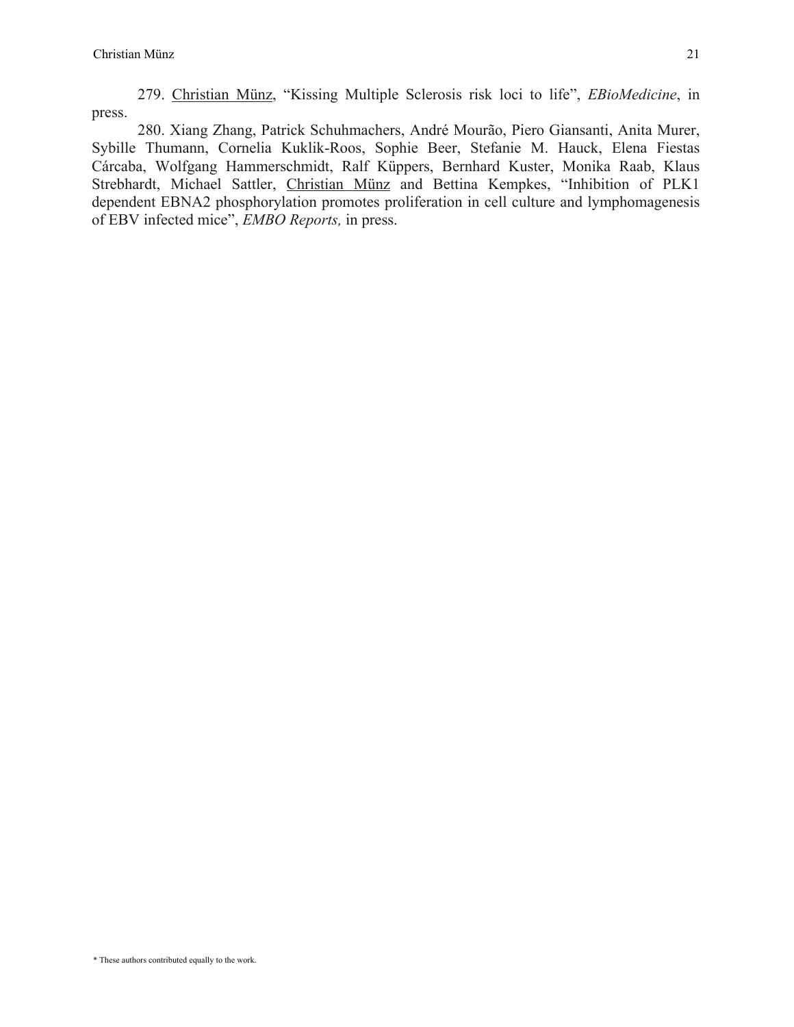279. <u>Christian Münz</u>, "Kissing Multiple Sclerosis risk loci to life", *EBioMedicine*, in press.

280. Xiang Zhang, Patrick Schuhmachers, André Mourão, Piero Giansanti, Anita Murer, Sybille Thumann, Cornelia Kuklik-Roos, Sophie Beer, Stefanie M. Hauck, Elena Fiestas Cárcaba, Wolfgang Hammerschmidt, Ralf Küppers, Bernhard Kuster, Monika Raab, Klaus Strebhardt, Michael Sattler, <u>Christian Münz</u> and Bettina Kempkes, "Inhibition of PLK1 dependent EBNA2 phosphorylation promotes proliferation in cell culture and lymphomagenesis of EBV infected mice", *EMBO Reports,* in press.

* These authors contributed equally to the work.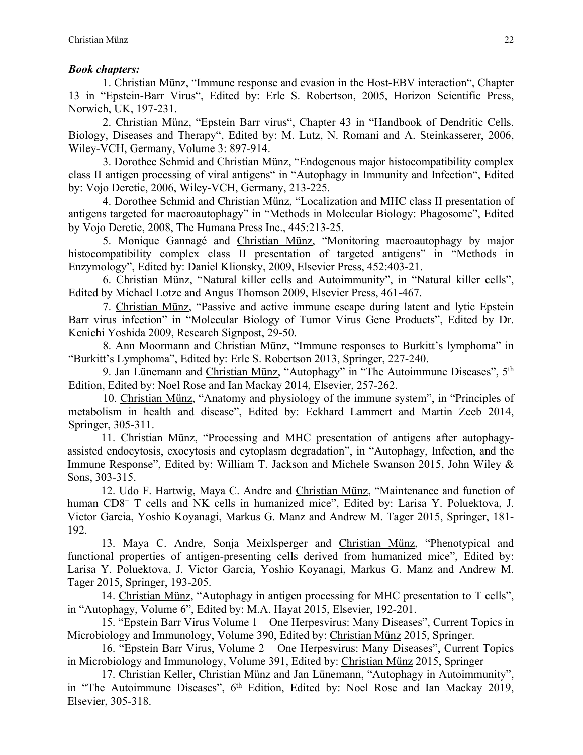***Book chapters:***

1. Christian Münz, "Immune response and evasion in the Host-EBV interaction", Chapter 13 in "Epstein-Barr Virus", Edited by: Erle S. Robertson, 2005, Horizon Scientific Press, Norwich, UK, 197-231.

2. Christian Münz, "Epstein Barr virus", Chapter 43 in "Handbook of Dendritic Cells. Biology, Diseases and Therapy", Edited by: M. Lutz, N. Romani and A. Steinkasserer, 2006, Wiley-VCH, Germany, Volume 3: 897-914.

3. Dorothee Schmid and Christian Münz, "Endogenous major histocompatibility complex class II antigen processing of viral antigens" in "Autophagy in Immunity and Infection", Edited by: Vojo Deretic, 2006, Wiley-VCH, Germany, 213-225.

4. Dorothee Schmid and Christian Münz, "Localization and MHC class II presentation of antigens targeted for macroautophagy" in "Methods in Molecular Biology: Phagosome", Edited by Vojo Deretic, 2008, The Humana Press Inc., 445:213-25.

5. Monique Gannagé and Christian Münz, "Monitoring macroautophagy by major histocompatibility complex class II presentation of targeted antigens" in "Methods in Enzymology", Edited by: Daniel Klionsky, 2009, Elsevier Press, 452:403-21.

6. Christian Münz, "Natural killer cells and Autoimmunity", in "Natural killer cells", Edited by Michael Lotze and Angus Thomson 2009, Elsevier Press, 461-467.

7. Christian Münz, "Passive and active immune escape during latent and lytic Epstein Barr virus infection" in "Molecular Biology of Tumor Virus Gene Products", Edited by Dr. Kenichi Yoshida 2009, Research Signpost, 29-50.

8. Ann Moormann and Christian Münz, "Immune responses to Burkitt's lymphoma" in "Burkitt's Lymphoma", Edited by: Erle S. Robertson 2013, Springer, 227-240.

9. Jan Lünemann and Christian Münz, "Autophagy" in "The Autoimmune Diseases", 5th Edition, Edited by: Noel Rose and Ian Mackay 2014, Elsevier, 257-262.

10. Christian Münz, "Anatomy and physiology of the immune system", in "Principles of metabolism in health and disease", Edited by: Eckhard Lammert and Martin Zeeb 2014, Springer, 305-311.

11. Christian Münz, "Processing and MHC presentation of antigens after autophagy-assisted endocytosis, exocytosis and cytoplasm degradation", in "Autophagy, Infection, and the Immune Response", Edited by: William T. Jackson and Michele Swanson 2015, John Wiley & Sons, 303-315.

12. Udo F. Hartwig, Maya C. Andre and Christian Münz, "Maintenance and function of human $CD8^+$ T cells and NK cells in humanized mice", Edited by: Larisa Y. Poluektova, J. Victor Garcia, Yoshio Koyanagi, Markus G. Manz and Andrew M. Tager 2015, Springer, 181-192.

13. Maya C. Andre, Sonja Meixlsperger and Christian Münz, "Phenotypical and functional properties of antigen-presenting cells derived from humanized mice", Edited by: Larisa Y. Poluektova, J. Victor Garcia, Yoshio Koyanagi, Markus G. Manz and Andrew M. Tager 2015, Springer, 193-205.

14. Christian Münz, "Autophagy in antigen processing for MHC presentation to T cells", in "Autophagy, Volume 6", Edited by: M.A. Hayat 2015, Elsevier, 192-201.

15. "Epstein Barr Virus Volume 1 – One Herpesvirus: Many Diseases", Current Topics in Microbiology and Immunology, Volume 390, Edited by: Christian Münz 2015, Springer.

16. "Epstein Barr Virus, Volume 2 – One Herpesvirus: Many Diseases", Current Topics in Microbiology and Immunology, Volume 391, Edited by: Christian Münz 2015, Springer

17. Christian Keller, Christian Münz and Jan Lünemann, "Autophagy in Autoimmunity", in "The Autoimmune Diseases", 6th Edition, Edited by: Noel Rose and Ian Mackay 2019, Elsevier, 305-318.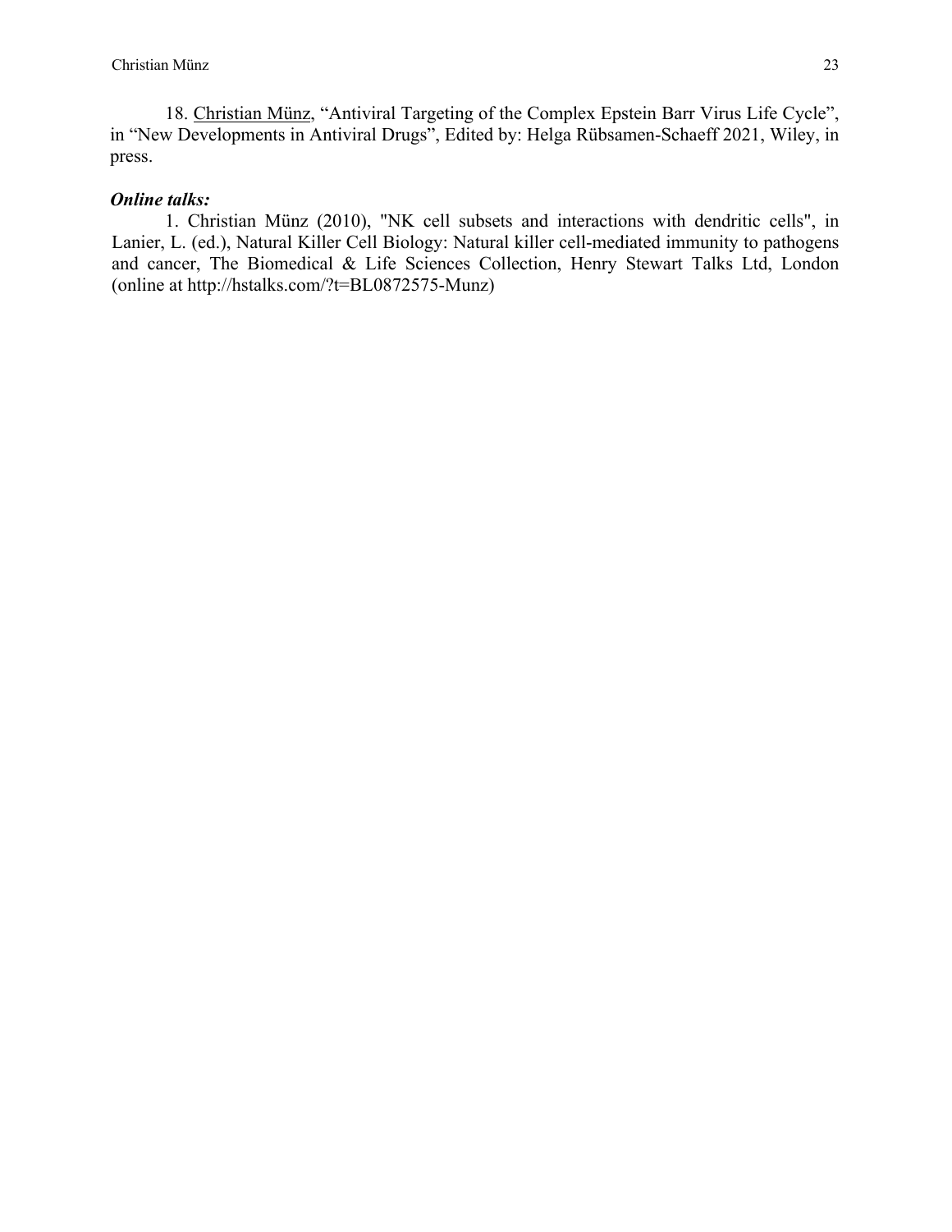18. <u>Christian Münz</u>, “Antiviral Targeting of the Complex Epstein Barr Virus Life Cycle”, in “New Developments in Antiviral Drugs”, Edited by: Helga Rübsamen-Schaeff 2021, Wiley, in press.

***Online talks:***

1. Christian Münz (2010), "NK cell subsets and interactions with dendritic cells", in Lanier, L. (ed.), Natural Killer Cell Biology: Natural killer cell-mediated immunity to pathogens and cancer, The Biomedical & Life Sciences Collection, Henry Stewart Talks Ltd, London (online at http://hstalks.com/?t=BL0872575-Munz)